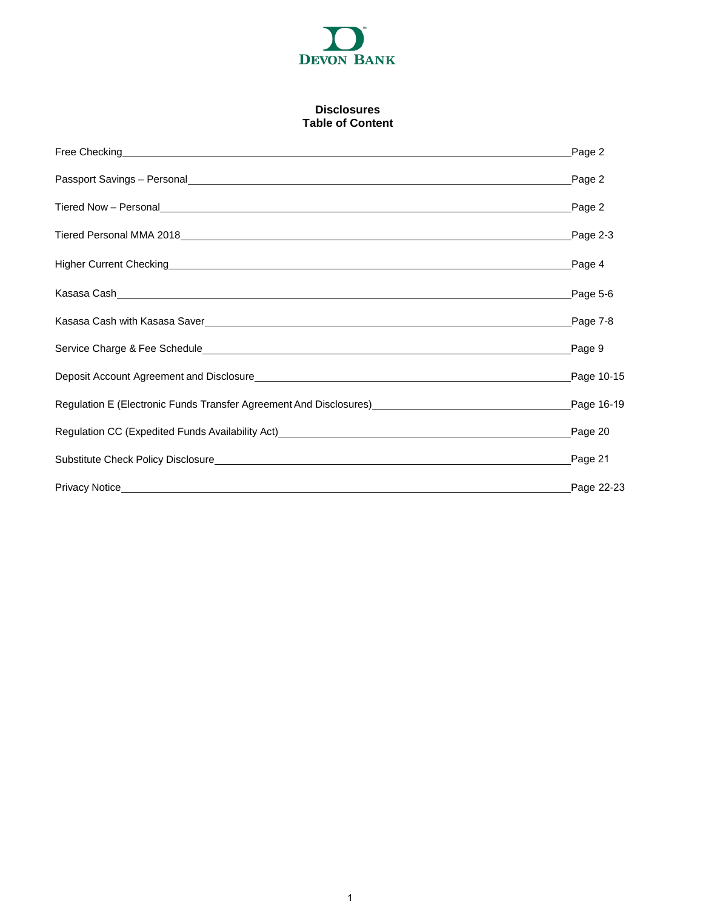DEVON BANK

# Disclosures
## Table of Content

| Section | Page |
| --- | --- |
| Free Checking | Page 2 |
| Passport Savings – Personal | Page 2 |
| Tiered Now – Personal | Page 2 |
| Tiered Personal MMA 2018 | Page 2-3 |
| Higher Current Checking | Page 4 |
| Kasasa Cash | Page 5-6 |
| Kasasa Cash with Kasasa Saver | Page 7-8 |
| Service Charge & Fee Schedule | Page 9 |
| Deposit Account Agreement and Disclosure | Page 10-15 |
| Regulation E (Electronic Funds Transfer Agreement And Disclosures) | Page 16-19 |
| Regulation CC (Expedited Funds Availability Act) | Page 20 |
| Substitute Check Policy Disclosure | Page 21 |
| Privacy Notice | Page 22-23 |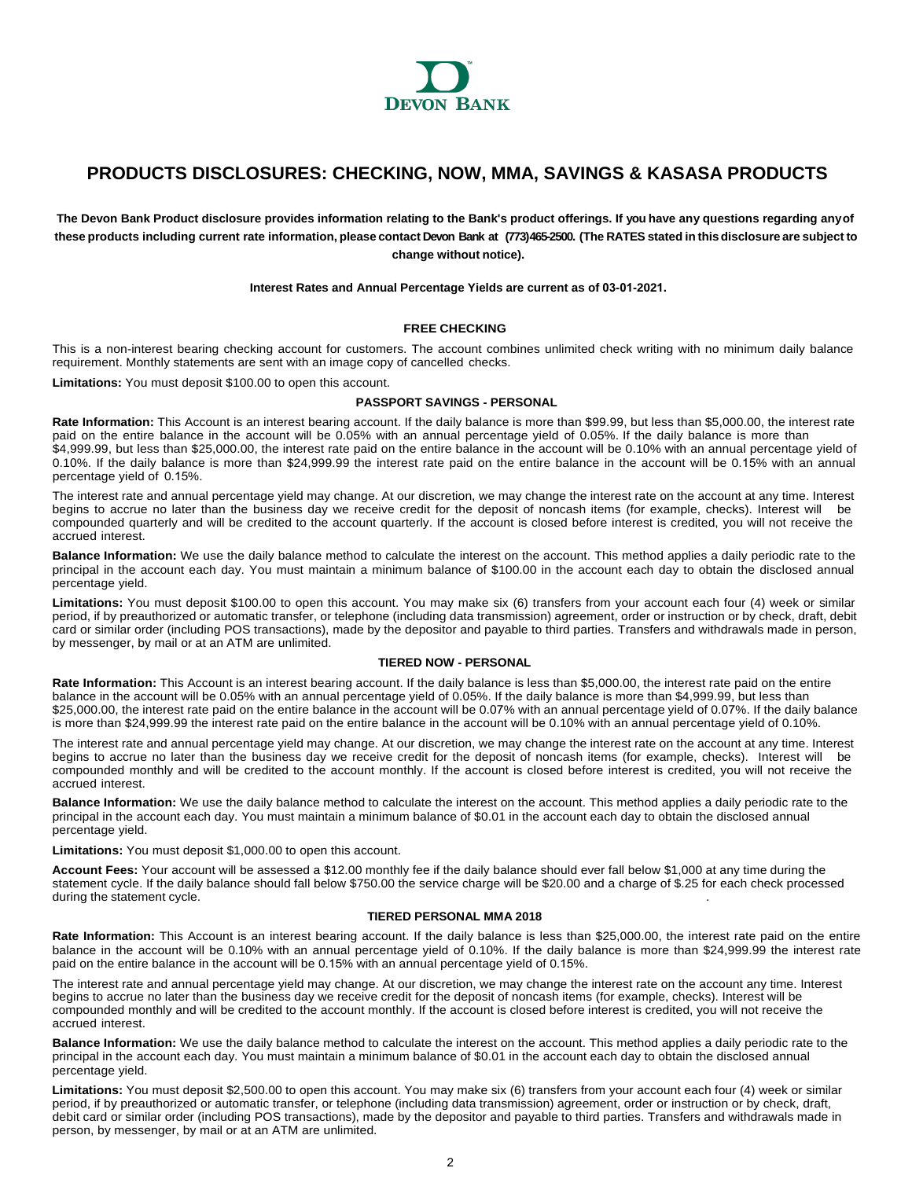DEVON BANK

# PRODUCTS DISCLOSURES: CHECKING, NOW, MMA, SAVINGS & KASASA PRODUCTS

**The Devon Bank Product disclosure provides information relating to the Bank's product offerings. If you have any questions regarding any of these products including current rate information, please contact Devon Bank at (773)465-2500. (The RATES stated in this disclosure are subject to change without notice).**

**Interest Rates and Annual Percentage Yields are current as of 03-01-2021.**

## FREE CHECKING

This is a non-interest bearing checking account for customers. The account combines unlimited check writing with no minimum daily balance requirement. Monthly statements are sent with an image copy of cancelled checks.

**Limitations:** You must deposit $100.00 to open this account.

## PASSPORT SAVINGS - PERSONAL

**Rate Information:** This Account is an interest bearing account. If the daily balance is more than $99.99, but less than $5,000.00, the interest rate paid on the entire balance in the account will be 0.05% with an annual percentage yield of 0.05%. If the daily balance is more than $4,999.99, but less than $25,000.00, the interest rate paid on the entire balance in the account will be 0.10% with an annual percentage yield of 0.10%. If the daily balance is more than $24,999.99 the interest rate paid on the entire balance in the account will be 0.15% with an annual percentage yield of 0.15%.

The interest rate and annual percentage yield may change. At our discretion, we may change the interest rate on the account at any time. Interest begins to accrue no later than the business day we receive credit for the deposit of noncash items (for example, checks). Interest will be compounded quarterly and will be credited to the account quarterly. If the account is closed before interest is credited, you will not receive the accrued interest.

**Balance Information:** We use the daily balance method to calculate the interest on the account. This method applies a daily periodic rate to the principal in the account each day. You must maintain a minimum balance of $100.00 in the account each day to obtain the disclosed annual percentage yield.

**Limitations:** You must deposit $100.00 to open this account. You may make six (6) transfers from your account each four (4) week or similar period, if by preauthorized or automatic transfer, or telephone (including data transmission) agreement, order or instruction or by check, draft, debit card or similar order (including POS transactions), made by the depositor and payable to third parties. Transfers and withdrawals made in person, by messenger, by mail or at an ATM are unlimited.

## TIERED NOW - PERSONAL

**Rate Information:** This Account is an interest bearing account. If the daily balance is less than $5,000.00, the interest rate paid on the entire balance in the account will be 0.05% with an annual percentage yield of 0.05%. If the daily balance is more than $4,999.99, but less than $25,000.00, the interest rate paid on the entire balance in the account will be 0.07% with an annual percentage yield of 0.07%. If the daily balance is more than $24,999.99 the interest rate paid on the entire balance in the account will be 0.10% with an annual percentage yield of 0.10%.

The interest rate and annual percentage yield may change. At our discretion, we may change the interest rate on the account at any time. Interest begins to accrue no later than the business day we receive credit for the deposit of noncash items (for example, checks). Interest will be compounded monthly and will be credited to the account monthly. If the account is closed before interest is credited, you will not receive the accrued interest.

**Balance Information:** We use the daily balance method to calculate the interest on the account. This method applies a daily periodic rate to the principal in the account each day. You must maintain a minimum balance of $0.01 in the account each day to obtain the disclosed annual percentage yield.

**Limitations:** You must deposit $1,000.00 to open this account.

**Account Fees:** Your account will be assessed a $12.00 monthly fee if the daily balance should ever fall below $1,000 at any time during the statement cycle. If the daily balance should fall below $750.00 the service charge will be $20.00 and a charge of $.25 for each check processed during the statement cycle.

## TIERED PERSONAL MMA 2018

**Rate Information:** This Account is an interest bearing account. If the daily balance is less than $25,000.00, the interest rate paid on the entire balance in the account will be 0.10% with an annual percentage yield of 0.10%. If the daily balance is more than $24,999.99 the interest rate paid on the entire balance in the account will be 0.15% with an annual percentage yield of 0.15%.

The interest rate and annual percentage yield may change. At our discretion, we may change the interest rate on the account any time. Interest begins to accrue no later than the business day we receive credit for the deposit of noncash items (for example, checks). Interest will be compounded monthly and will be credited to the account monthly. If the account is closed before interest is credited, you will not receive the accrued interest.

**Balance Information:** We use the daily balance method to calculate the interest on the account. This method applies a daily periodic rate to the principal in the account each day. You must maintain a minimum balance of $0.01 in the account each day to obtain the disclosed annual percentage yield.

**Limitations:** You must deposit $2,500.00 to open this account. You may make six (6) transfers from your account each four (4) week or similar period, if by preauthorized or automatic transfer, or telephone (including data transmission) agreement, order or instruction or by check, draft, debit card or similar order (including POS transactions), made by the depositor and payable to third parties. Transfers and withdrawals made in person, by messenger, by mail or at an ATM are unlimited.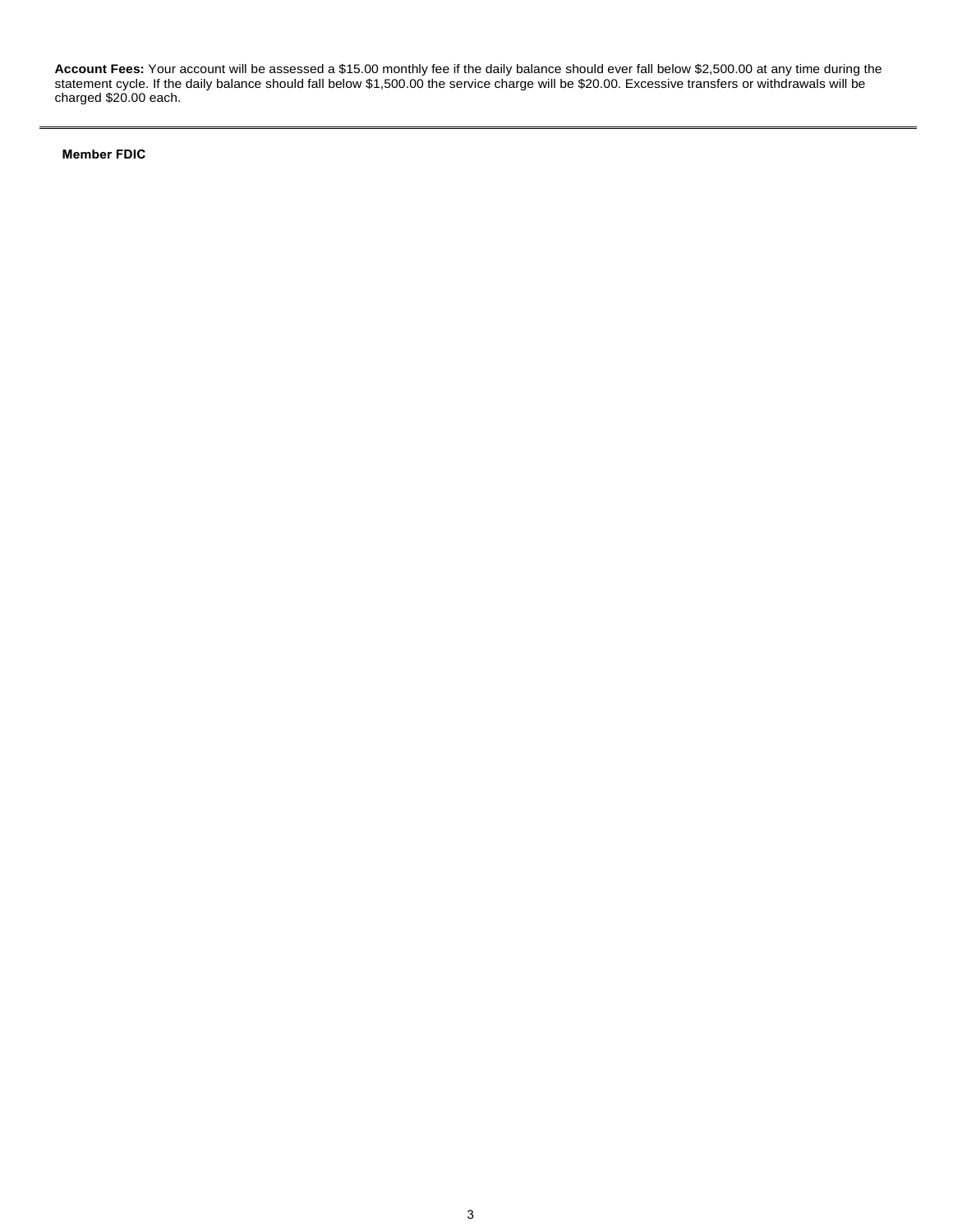**Account Fees:** Your account will be assessed a $15.00 monthly fee if the daily balance should ever fall below $2,500.00 at any time during the statement cycle. If the daily balance should fall below $1,500.00 the service charge will be $20.00. Excessive transfers or withdrawals will be charged $20.00 each.

---

**Member FDIC**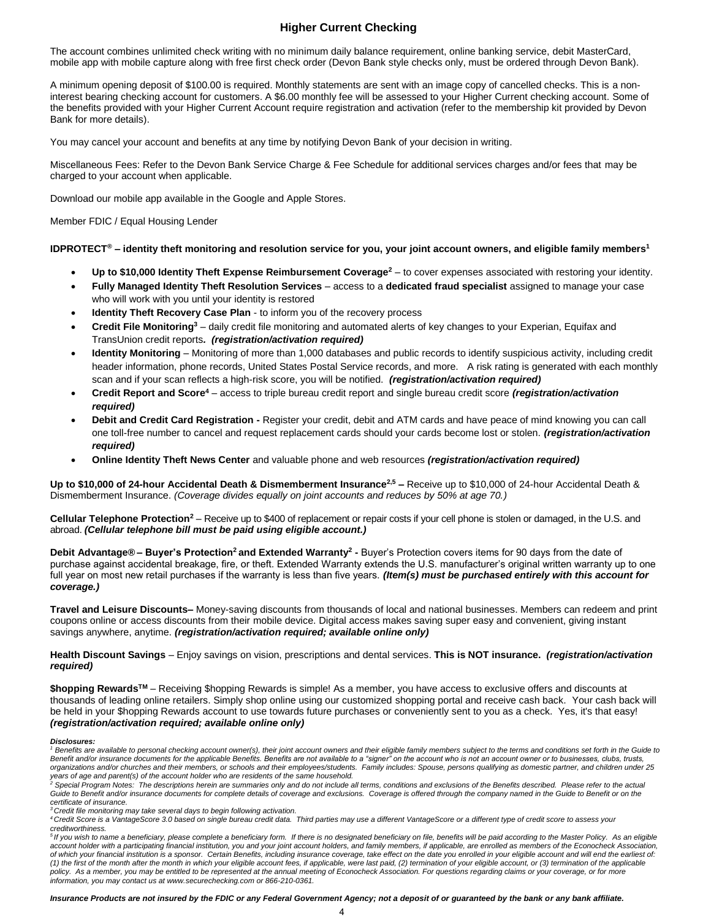## Higher Current Checking

The account combines unlimited check writing with no minimum daily balance requirement, online banking service, debit MasterCard, mobile app with mobile capture along with free first check order (Devon Bank style checks only, must be ordered through Devon Bank).

A minimum opening deposit of $100.00 is required. Monthly statements are sent with an image copy of cancelled checks. This is a non-interest bearing checking account for customers. A $6.00 monthly fee will be assessed to your Higher Current checking account. Some of the benefits provided with your Higher Current Account require registration and activation (refer to the membership kit provided by Devon Bank for more details).

You may cancel your account and benefits at any time by notifying Devon Bank of your decision in writing.

Miscellaneous Fees: Refer to the Devon Bank Service Charge & Fee Schedule for additional services charges and/or fees that may be charged to your account when applicable.

Download our mobile app available in the Google and Apple Stores.

Member FDIC / Equal Housing Lender

**IDPROTECT® – identity theft monitoring and resolution service for you, your joint account owners, and eligible family members[1]**

- **Up to $10,000 Identity Theft Expense Reimbursement Coverage[2]** – to cover expenses associated with restoring your identity.
- **Fully Managed Identity Theft Resolution Services** – access to a **dedicated fraud specialist** assigned to manage your case who will work with you until your identity is restored
- **Identity Theft Recovery Case Plan** - to inform you of the recovery process
- **Credit File Monitoring[3]** – daily credit file monitoring and automated alerts of key changes to your Experian, Equifax and TransUnion credit reports. ***(registration/activation required)***
- **Identity Monitoring** – Monitoring of more than 1,000 databases and public records to identify suspicious activity, including credit header information, phone records, United States Postal Service records, and more. A risk rating is generated with each monthly scan and if your scan reflects a high-risk score, you will be notified. ***(registration/activation required)***
- **Credit Report and Score[4]** – access to triple bureau credit report and single bureau credit score ***(registration/activation required)***
- **Debit and Credit Card Registration -** Register your credit, debit and ATM cards and have peace of mind knowing you can call one toll-free number to cancel and request replacement cards should your cards become lost or stolen. ***(registration/activation required)***
- **Online Identity Theft News Center** and valuable phone and web resources ***(registration/activation required)***

**Up to $10,000 of 24-hour Accidental Death & Dismemberment Insurance[2,5] –** Receive up to $10,000 of 24-hour Accidental Death & Dismemberment Insurance. *(Coverage divides equally on joint accounts and reduces by 50% at age 70.)*

**Cellular Telephone Protection[2]** – Receive up to $400 of replacement or repair costs if your cell phone is stolen or damaged, in the U.S. and abroad. ***(Cellular telephone bill must be paid using eligible account.)***

**Debit Advantage® – Buyer's Protection[2] and Extended Warranty[2] -** Buyer's Protection covers items for 90 days from the date of purchase against accidental breakage, fire, or theft. Extended Warranty extends the U.S. manufacturer's original written warranty up to one full year on most new retail purchases if the warranty is less than five years. ***(Item(s) must be purchased entirely with this account for coverage.)***

**Travel and Leisure Discounts–** Money-saving discounts from thousands of local and national businesses. Members can redeem and print coupons online or access discounts from their mobile device. Digital access makes saving super easy and convenient, giving instant savings anywhere, anytime. ***(registration/activation required; available online only)***

**Health Discount Savings** – Enjoy savings on vision, prescriptions and dental services. **This is NOT insurance.** ***(registration/activation required)***

**$hopping Rewards™** – Receiving $hopping Rewards is simple! As a member, you have access to exclusive offers and discounts at thousands of leading online retailers. Simply shop online using our customized shopping portal and receive cash back. Your cash back will be held in your $hopping Rewards account to use towards future purchases or conveniently sent to you as a check. Yes, it's that easy! ***(registration/activation required; available online only)***

***Disclosures:***

*[1] Benefits are available to personal checking account owner(s), their joint account owners and their eligible family members subject to the terms and conditions set forth in the Guide to Benefit and/or insurance documents for the applicable Benefits. Benefits are not available to a "signer" on the account who is not an account owner or to businesses, clubs, trusts, organizations and/or churches and their members, or schools and their employees/students. Family includes: Spouse, persons qualifying as domestic partner, and children under 25 years of age and parent(s) of the account holder who are residents of the same household.*

*[2] Special Program Notes: The descriptions herein are summaries only and do not include all terms, conditions and exclusions of the Benefits described. Please refer to the actual Guide to Benefit and/or insurance documents for complete details of coverage and exclusions. Coverage is offered through the company named in the Guide to Benefit or on the certificate of insurance.*

*[3] Credit file monitoring may take several days to begin following activation.*

*[4] Credit Score is a VantageScore 3.0 based on single bureau credit data. Third parties may use a different VantageScore or a different type of credit score to assess your creditworthiness.*

*[5] If you wish to name a beneficiary, please complete a beneficiary form. If there is no designated beneficiary on file, benefits will be paid according to the Master Policy. As an eligible account holder with a participating financial institution, you and your joint account holders, and family members, if applicable, are enrolled as members of the Econocheck Association, of which your financial institution is a sponsor. Certain Benefits, including insurance coverage, take effect on the date you enrolled in your eligible account and will end the earliest of: (1) the first of the month after the month in which your eligible account fees, if applicable, were last paid, (2) termination of your eligible account, or (3) termination of the applicable policy. As a member, you may be entitled to be represented at the annual meeting of Econocheck Association. For questions regarding claims or your coverage, or for more information, you may contact us at www.securechecking.com or 866-210-0361.*

***Insurance Products are not insured by the FDIC or any Federal Government Agency; not a deposit of or guaranteed by the bank or any bank affiliate.***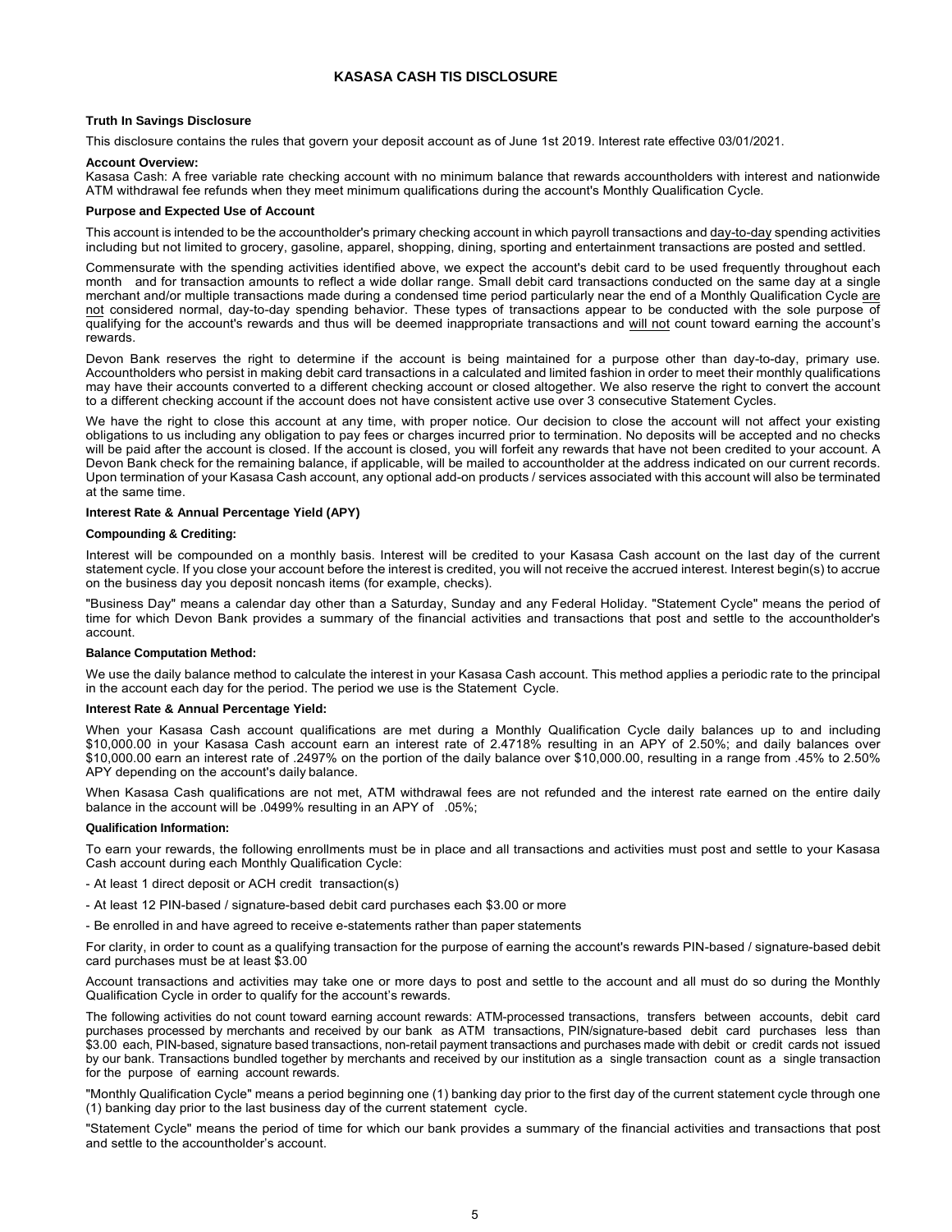# KASASA CASH TIS DISCLOSURE

## Truth In Savings Disclosure

This disclosure contains the rules that govern your deposit account as of June 1st 2019. Interest rate effective 03/01/2021.

**Account Overview:**

Kasasa Cash: A free variable rate checking account with no minimum balance that rewards accountholders with interest and nationwide ATM withdrawal fee refunds when they meet minimum qualifications during the account's Monthly Qualification Cycle.

### Purpose and Expected Use of Account

This account is intended to be the accountholder's primary checking account in which payroll transactions and day-to-day spending activities including but not limited to grocery, gasoline, apparel, shopping, dining, sporting and entertainment transactions are posted and settled.

Commensurate with the spending activities identified above, we expect the account's debit card to be used frequently throughout each month and for transaction amounts to reflect a wide dollar range. Small debit card transactions conducted on the same day at a single merchant and/or multiple transactions made during a condensed time period particularly near the end of a Monthly Qualification Cycle are not considered normal, day-to-day spending behavior. These types of transactions appear to be conducted with the sole purpose of qualifying for the account's rewards and thus will be deemed inappropriate transactions and will not count toward earning the account's rewards.

Devon Bank reserves the right to determine if the account is being maintained for a purpose other than day-to-day, primary use. Accountholders who persist in making debit card transactions in a calculated and limited fashion in order to meet their monthly qualifications may have their accounts converted to a different checking account or closed altogether. We also reserve the right to convert the account to a different checking account if the account does not have consistent active use over 3 consecutive Statement Cycles.

We have the right to close this account at any time, with proper notice. Our decision to close the account will not affect your existing obligations to us including any obligation to pay fees or charges incurred prior to termination. No deposits will be accepted and no checks will be paid after the account is closed. If the account is closed, you will forfeit any rewards that have not been credited to your account. A Devon Bank check for the remaining balance, if applicable, will be mailed to accountholder at the address indicated on our current records. Upon termination of your Kasasa Cash account, any optional add-on products / services associated with this account will also be terminated at the same time.

### Interest Rate & Annual Percentage Yield (APY)

#### Compounding & Crediting:

Interest will be compounded on a monthly basis. Interest will be credited to your Kasasa Cash account on the last day of the current statement cycle. If you close your account before the interest is credited, you will not receive the accrued interest. Interest begin(s) to accrue on the business day you deposit noncash items (for example, checks).

"Business Day" means a calendar day other than a Saturday, Sunday and any Federal Holiday. "Statement Cycle" means the period of time for which Devon Bank provides a summary of the financial activities and transactions that post and settle to the accountholder's account.

#### Balance Computation Method:

We use the daily balance method to calculate the interest in your Kasasa Cash account. This method applies a periodic rate to the principal in the account each day for the period. The period we use is the Statement Cycle.

#### Interest Rate & Annual Percentage Yield:

When your Kasasa Cash account qualifications are met during a Monthly Qualification Cycle daily balances up to and including $10,000.00 in your Kasasa Cash account earn an interest rate of 2.4718% resulting in an APY of 2.50%; and daily balances over $10,000.00 earn an interest rate of .2497% on the portion of the daily balance over $10,000.00, resulting in a range from .45% to 2.50% APY depending on the account's daily balance.

When Kasasa Cash qualifications are not met, ATM withdrawal fees are not refunded and the interest rate earned on the entire daily balance in the account will be .0499% resulting in an APY of .05%;

#### Qualification Information:

To earn your rewards, the following enrollments must be in place and all transactions and activities must post and settle to your Kasasa Cash account during each Monthly Qualification Cycle:

- At least 1 direct deposit or ACH credit transaction(s)
- At least 12 PIN-based / signature-based debit card purchases each $3.00 or more
- Be enrolled in and have agreed to receive e-statements rather than paper statements

For clarity, in order to count as a qualifying transaction for the purpose of earning the account's rewards PIN-based / signature-based debit card purchases must be at least $3.00

Account transactions and activities may take one or more days to post and settle to the account and all must do so during the Monthly Qualification Cycle in order to qualify for the account's rewards.

The following activities do not count toward earning account rewards: ATM-processed transactions, transfers between accounts, debit card purchases processed by merchants and received by our bank as ATM transactions, PIN/signature-based debit card purchases less than $3.00 each, PIN-based, signature based transactions, non-retail payment transactions and purchases made with debit or credit cards not issued by our bank. Transactions bundled together by merchants and received by our institution as a single transaction count as a single transaction for the purpose of earning account rewards.

"Monthly Qualification Cycle" means a period beginning one (1) banking day prior to the first day of the current statement cycle through one (1) banking day prior to the last business day of the current statement cycle.

"Statement Cycle" means the period of time for which our bank provides a summary of the financial activities and transactions that post and settle to the accountholder's account.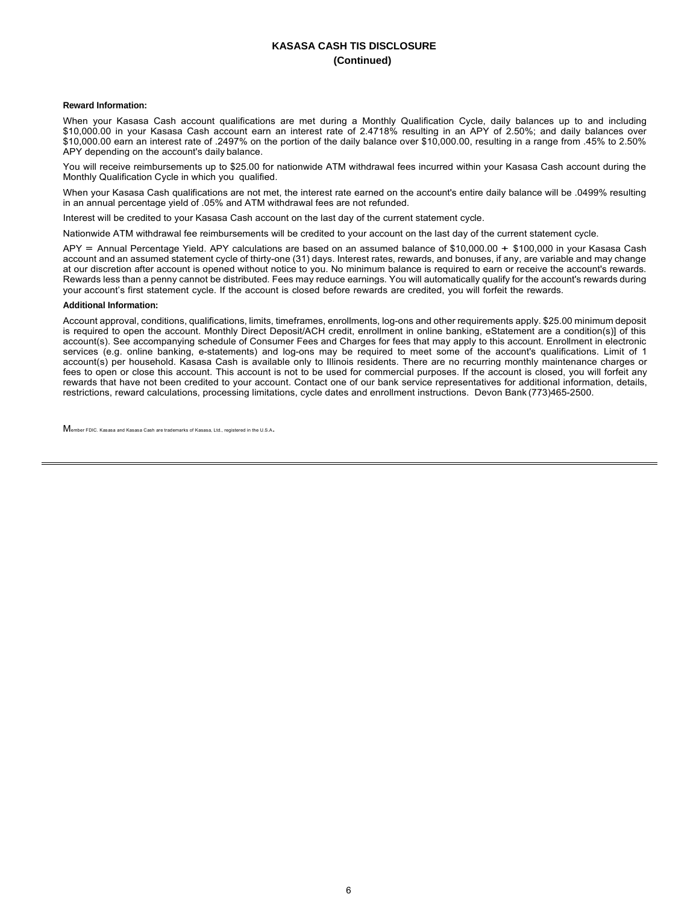# KASASA CASH TIS DISCLOSURE
## (Continued)

**Reward Information:**

When your Kasasa Cash account qualifications are met during a Monthly Qualification Cycle, daily balances up to and including $10,000.00 in your Kasasa Cash account earn an interest rate of 2.4718% resulting in an APY of 2.50%; and daily balances over $10,000.00 earn an interest rate of .2497% on the portion of the daily balance over $10,000.00, resulting in a range from .45% to 2.50% APY depending on the account's daily balance.

You will receive reimbursements up to $25.00 for nationwide ATM withdrawal fees incurred within your Kasasa Cash account during the Monthly Qualification Cycle in which you qualified.

When your Kasasa Cash qualifications are not met, the interest rate earned on the account's entire daily balance will be .0499% resulting in an annual percentage yield of .05% and ATM withdrawal fees are not refunded.

Interest will be credited to your Kasasa Cash account on the last day of the current statement cycle.

Nationwide ATM withdrawal fee reimbursements will be credited to your account on the last day of the current statement cycle.

APY = Annual Percentage Yield. APY calculations are based on an assumed balance of $10,000.00 + $100,000 in your Kasasa Cash account and an assumed statement cycle of thirty-one (31) days. Interest rates, rewards, and bonuses, if any, are variable and may change at our discretion after account is opened without notice to you. No minimum balance is required to earn or receive the account's rewards. Rewards less than a penny cannot be distributed. Fees may reduce earnings. You will automatically qualify for the account's rewards during your account's first statement cycle. If the account is closed before rewards are credited, you will forfeit the rewards.

**Additional Information:**

Account approval, conditions, qualifications, limits, timeframes, enrollments, log-ons and other requirements apply. $25.00 minimum deposit is required to open the account. Monthly Direct Deposit/ACH credit, enrollment in online banking, eStatement are a condition(s)] of this account(s). See accompanying schedule of Consumer Fees and Charges for fees that may apply to this account. Enrollment in electronic services (e.g. online banking, e-statements) and log-ons may be required to meet some of the account's qualifications. Limit of 1 account(s) per household. Kasasa Cash is available only to Illinois residents. There are no recurring monthly maintenance charges or fees to open or close this account. This account is not to be used for commercial purposes. If the account is closed, you will forfeit any rewards that have not been credited to your account. Contact one of our bank service representatives for additional information, details, restrictions, reward calculations, processing limitations, cycle dates and enrollment instructions. Devon Bank (773)465-2500.

Member FDIC. Kasasa and Kasasa Cash are trademarks of Kasasa, Ltd., registered in the U.S.A.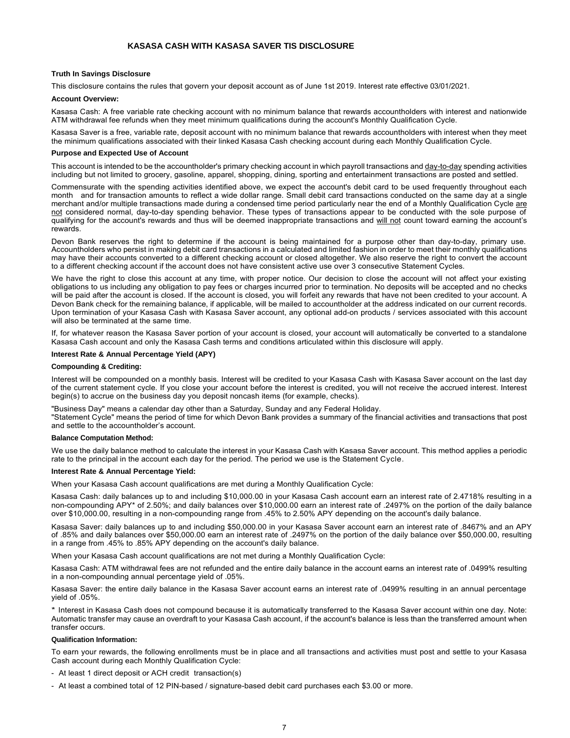# KASASA CASH WITH KASASA SAVER TIS DISCLOSURE

## Truth In Savings Disclosure

This disclosure contains the rules that govern your deposit account as of June 1st 2019. Interest rate effective 03/01/2021.

### Account Overview:

Kasasa Cash: A free variable rate checking account with no minimum balance that rewards accountholders with interest and nationwide ATM withdrawal fee refunds when they meet minimum qualifications during the account's Monthly Qualification Cycle.

Kasasa Saver is a free, variable rate, deposit account with no minimum balance that rewards accountholders with interest when they meet the minimum qualifications associated with their linked Kasasa Cash checking account during each Monthly Qualification Cycle.

### Purpose and Expected Use of Account

This account is intended to be the accountholder's primary checking account in which payroll transactions and day-to-day spending activities including but not limited to grocery, gasoline, apparel, shopping, dining, sporting and entertainment transactions are posted and settled.

Commensurate with the spending activities identified above, we expect the account's debit card to be used frequently throughout each month and for transaction amounts to reflect a wide dollar range. Small debit card transactions conducted on the same day at a single merchant and/or multiple transactions made during a condensed time period particularly near the end of a Monthly Qualification Cycle are not considered normal, day-to-day spending behavior. These types of transactions appear to be conducted with the sole purpose of qualifying for the account's rewards and thus will be deemed inappropriate transactions and will not count toward earning the account's rewards.

Devon Bank reserves the right to determine if the account is being maintained for a purpose other than day-to-day, primary use. Accountholders who persist in making debit card transactions in a calculated and limited fashion in order to meet their monthly qualifications may have their accounts converted to a different checking account or closed altogether. We also reserve the right to convert the account to a different checking account if the account does not have consistent active use over 3 consecutive Statement Cycles.

We have the right to close this account at any time, with proper notice. Our decision to close the account will not affect your existing obligations to us including any obligation to pay fees or charges incurred prior to termination. No deposits will be accepted and no checks will be paid after the account is closed. If the account is closed, you will forfeit any rewards that have not been credited to your account. A Devon Bank check for the remaining balance, if applicable, will be mailed to accountholder at the address indicated on our current records. Upon termination of your Kasasa Cash with Kasasa Saver account, any optional add-on products / services associated with this account will also be terminated at the same time.

If, for whatever reason the Kasasa Saver portion of your account is closed, your account will automatically be converted to a standalone Kasasa Cash account and only the Kasasa Cash terms and conditions articulated within this disclosure will apply.

### Interest Rate & Annual Percentage Yield (APY)

#### Compounding & Crediting:

Interest will be compounded on a monthly basis. Interest will be credited to your Kasasa Cash with Kasasa Saver account on the last day of the current statement cycle. If you close your account before the interest is credited, you will not receive the accrued interest. Interest begin(s) to accrue on the business day you deposit noncash items (for example, checks).

"Business Day" means a calendar day other than a Saturday, Sunday and any Federal Holiday.
"Statement Cycle" means the period of time for which Devon Bank provides a summary of the financial activities and transactions that post and settle to the accountholder's account.

#### Balance Computation Method:

We use the daily balance method to calculate the interest in your Kasasa Cash with Kasasa Saver account. This method applies a periodic rate to the principal in the account each day for the period. The period we use is the Statement Cycle.

#### Interest Rate & Annual Percentage Yield:

When your Kasasa Cash account qualifications are met during a Monthly Qualification Cycle:

Kasasa Cash: daily balances up to and including $10,000.00 in your Kasasa Cash account earn an interest rate of 2.4718% resulting in a non-compounding APY* of 2.50%; and daily balances over $10,000.00 earn an interest rate of .2497% on the portion of the daily balance over $10,000.00, resulting in a non-compounding range from .45% to 2.50% APY depending on the account's daily balance.

Kasasa Saver: daily balances up to and including $50,000.00 in your Kasasa Saver account earn an interest rate of .8467% and an APY of .85% and daily balances over $50,000.00 earn an interest rate of .2497% on the portion of the daily balance over $50,000.00, resulting in a range from .45% to .85% APY depending on the account's daily balance.

When your Kasasa Cash account qualifications are not met during a Monthly Qualification Cycle:

Kasasa Cash: ATM withdrawal fees are not refunded and the entire daily balance in the account earns an interest rate of .0499% resulting in a non-compounding annual percentage yield of .05%.

Kasasa Saver: the entire daily balance in the Kasasa Saver account earns an interest rate of .0499% resulting in an annual percentage yield of .05%.

\* Interest in Kasasa Cash does not compound because it is automatically transferred to the Kasasa Saver account within one day. Note: Automatic transfer may cause an overdraft to your Kasasa Cash account, if the account's balance is less than the transferred amount when transfer occurs.

#### Qualification Information:

To earn your rewards, the following enrollments must be in place and all transactions and activities must post and settle to your Kasasa Cash account during each Monthly Qualification Cycle:

- At least 1 direct deposit or ACH credit transaction(s)
- At least a combined total of 12 PIN-based / signature-based debit card purchases each $3.00 or more.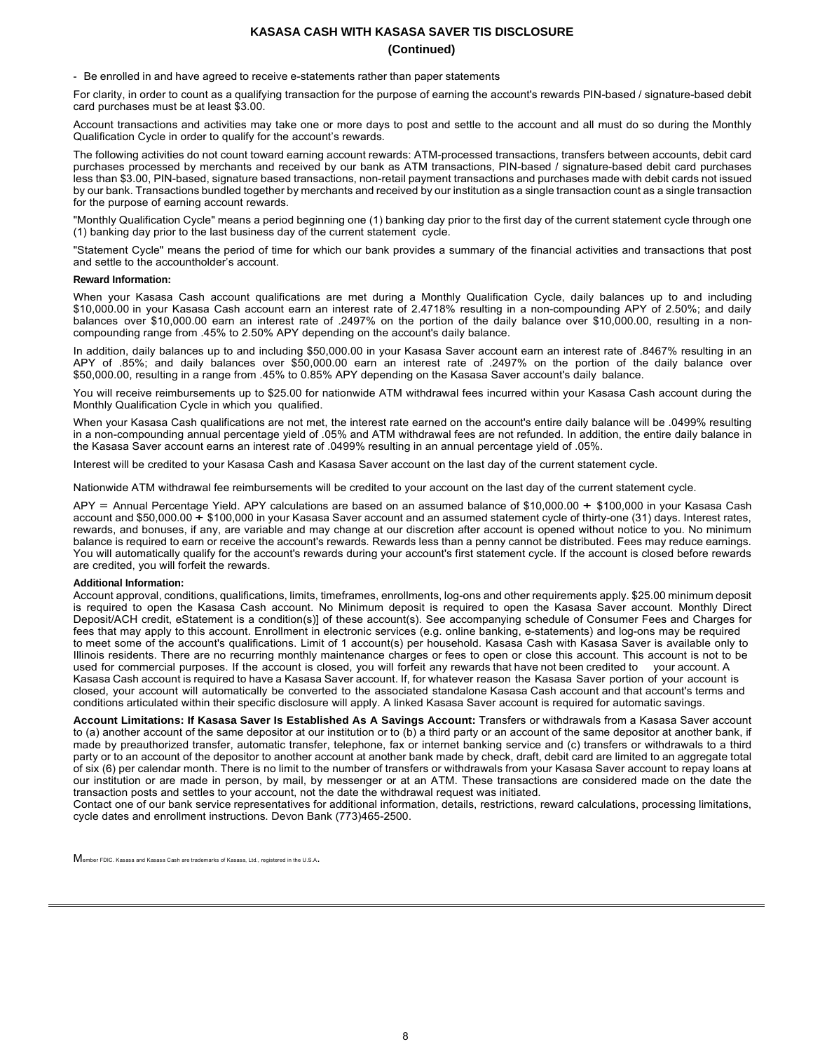# KASASA CASH WITH KASASA SAVER TIS DISCLOSURE

**(Continued)**

- Be enrolled in and have agreed to receive e-statements rather than paper statements

For clarity, in order to count as a qualifying transaction for the purpose of earning the account's rewards PIN-based / signature-based debit card purchases must be at least $3.00.

Account transactions and activities may take one or more days to post and settle to the account and all must do so during the Monthly Qualification Cycle in order to qualify for the account's rewards.

The following activities do not count toward earning account rewards: ATM-processed transactions, transfers between accounts, debit card purchases processed by merchants and received by our bank as ATM transactions, PIN-based / signature-based debit card purchases less than $3.00, PIN-based, signature based transactions, non-retail payment transactions and purchases made with debit cards not issued by our bank. Transactions bundled together by merchants and received by our institution as a single transaction count as a single transaction for the purpose of earning account rewards.

"Monthly Qualification Cycle" means a period beginning one (1) banking day prior to the first day of the current statement cycle through one (1) banking day prior to the last business day of the current statement cycle.

"Statement Cycle" means the period of time for which our bank provides a summary of the financial activities and transactions that post and settle to the accountholder's account.

**Reward Information:**

When your Kasasa Cash account qualifications are met during a Monthly Qualification Cycle, daily balances up to and including $10,000.00 in your Kasasa Cash account earn an interest rate of 2.4718% resulting in a non-compounding APY of 2.50%; and daily balances over $10,000.00 earn an interest rate of .2497% on the portion of the daily balance over $10,000.00, resulting in a non-compounding range from .45% to 2.50% APY depending on the account's daily balance.

In addition, daily balances up to and including $50,000.00 in your Kasasa Saver account earn an interest rate of .8467% resulting in an APY of .85%; and daily balances over $50,000.00 earn an interest rate of .2497% on the portion of the daily balance over $50,000.00, resulting in a range from .45% to 0.85% APY depending on the Kasasa Saver account's daily balance.

You will receive reimbursements up to $25.00 for nationwide ATM withdrawal fees incurred within your Kasasa Cash account during the Monthly Qualification Cycle in which you qualified.

When your Kasasa Cash qualifications are not met, the interest rate earned on the account's entire daily balance will be .0499% resulting in a non-compounding annual percentage yield of .05% and ATM withdrawal fees are not refunded. In addition, the entire daily balance in the Kasasa Saver account earns an interest rate of .0499% resulting in an annual percentage yield of .05%.

Interest will be credited to your Kasasa Cash and Kasasa Saver account on the last day of the current statement cycle.

Nationwide ATM withdrawal fee reimbursements will be credited to your account on the last day of the current statement cycle.

APY = Annual Percentage Yield. APY calculations are based on an assumed balance of $10,000.00 + $100,000 in your Kasasa Cash account and $50,000.00 + $100,000 in your Kasasa Saver account and an assumed statement cycle of thirty-one (31) days. Interest rates, rewards, and bonuses, if any, are variable and may change at our discretion after account is opened without notice to you. No minimum balance is required to earn or receive the account's rewards. Rewards less than a penny cannot be distributed. Fees may reduce earnings. You will automatically qualify for the account's rewards during your account's first statement cycle. If the account is closed before rewards are credited, you will forfeit the rewards.

**Additional Information:**

Account approval, conditions, qualifications, limits, timeframes, enrollments, log-ons and other requirements apply. $25.00 minimum deposit is required to open the Kasasa Cash account. No Minimum deposit is required to open the Kasasa Saver account. Monthly Direct Deposit/ACH credit, eStatement is a condition(s)] of these account(s). See accompanying schedule of Consumer Fees and Charges for fees that may apply to this account. Enrollment in electronic services (e.g. online banking, e-statements) and log-ons may be required to meet some of the account's qualifications. Limit of 1 account(s) per household. Kasasa Cash with Kasasa Saver is available only to Illinois residents. There are no recurring monthly maintenance charges or fees to open or close this account. This account is not to be used for commercial purposes. If the account is closed, you will forfeit any rewards that have not been credited to your account. A Kasasa Cash account is required to have a Kasasa Saver account. If, for whatever reason the Kasasa Saver portion of your account is closed, your account will automatically be converted to the associated standalone Kasasa Cash account and that account's terms and conditions articulated within their specific disclosure will apply. A linked Kasasa Saver account is required for automatic savings.

**Account Limitations: If Kasasa Saver Is Established As A Savings Account:** Transfers or withdrawals from a Kasasa Saver account to (a) another account of the same depositor at our institution or to (b) a third party or an account of the same depositor at another bank, if made by preauthorized transfer, automatic transfer, telephone, fax or internet banking service and (c) transfers or withdrawals to a third party or to an account of the depositor to another account at another bank made by check, draft, debit card are limited to an aggregate total of six (6) per calendar month. There is no limit to the number of transfers or withdrawals from your Kasasa Saver account to repay loans at our institution or are made in person, by mail, by messenger or at an ATM. These transactions are considered made on the date the transaction posts and settles to your account, not the date the withdrawal request was initiated.

Contact one of our bank service representatives for additional information, details, restrictions, reward calculations, processing limitations, cycle dates and enrollment instructions. Devon Bank (773)465-2500.

Member FDIC. Kasasa and Kasasa Cash are trademarks of Kasasa, Ltd., registered in the U.S.A.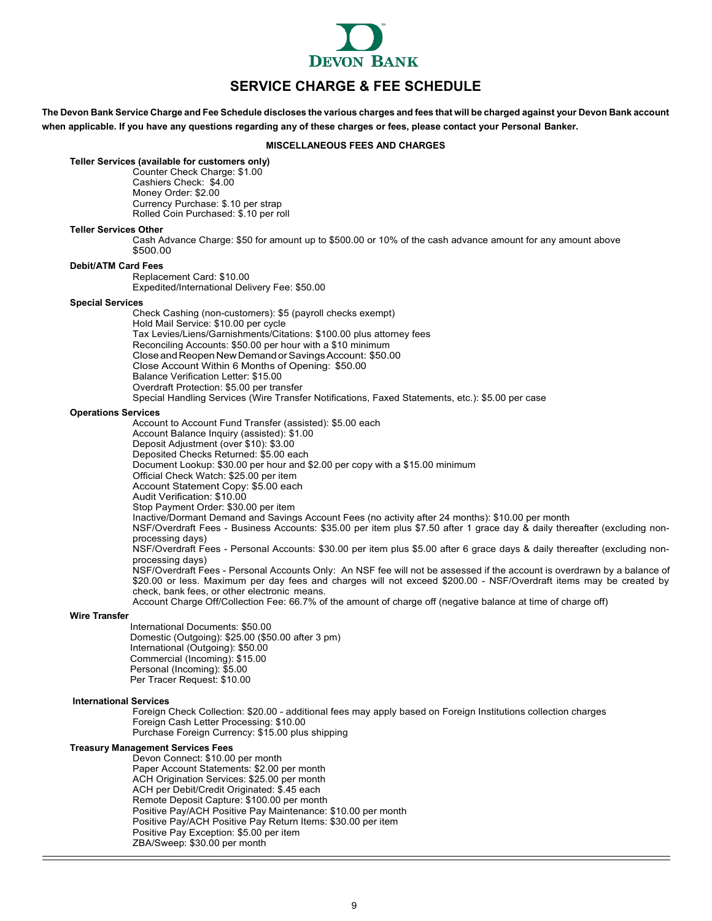DEVON BANK

# SERVICE CHARGE & FEE SCHEDULE

**The Devon Bank Service Charge and Fee Schedule discloses the various charges and fees that will be charged against your Devon Bank account when applicable. If you have any questions regarding any of these charges or fees, please contact your Personal Banker.**

## MISCELLANEOUS FEES AND CHARGES

**Teller Services (available for customers only)**

- Counter Check Charge: $1.00
- Cashiers Check: $4.00
- Money Order: $2.00
- Currency Purchase: $.10 per strap
- Rolled Coin Purchased: $.10 per roll

**Teller Services Other**

- Cash Advance Charge: $50 for amount up to $500.00 or 10% of the cash advance amount for any amount above $500.00

**Debit/ATM Card Fees**

- Replacement Card: $10.00
- Expedited/International Delivery Fee: $50.00

**Special Services**

- Check Cashing (non-customers): $5 (payroll checks exempt)
- Hold Mail Service: $10.00 per cycle
- Tax Levies/Liens/Garnishments/Citations: $100.00 plus attorney fees
- Reconciling Accounts: $50.00 per hour with a $10 minimum
- Close and Reopen New Demand or Savings Account: $50.00
- Close Account Within 6 Months of Opening: $50.00
- Balance Verification Letter: $15.00
- Overdraft Protection: $5.00 per transfer
- Special Handling Services (Wire Transfer Notifications, Faxed Statements, etc.): $5.00 per case

**Operations Services**

- Account to Account Fund Transfer (assisted): $5.00 each
- Account Balance Inquiry (assisted): $1.00
- Deposit Adjustment (over $10): $3.00
- Deposited Checks Returned: $5.00 each
- Document Lookup: $30.00 per hour and $2.00 per copy with a $15.00 minimum
- Official Check Watch: $25.00 per item
- Account Statement Copy: $5.00 each
- Audit Verification: $10.00
- Stop Payment Order: $30.00 per item
- Inactive/Dormant Demand and Savings Account Fees (no activity after 24 months): $10.00 per month
- NSF/Overdraft Fees - Business Accounts: $35.00 per item plus $7.50 after 1 grace day & daily thereafter (excluding non-processing days)
- NSF/Overdraft Fees - Personal Accounts: $30.00 per item plus $5.00 after 6 grace days & daily thereafter (excluding non-processing days)
- NSF/Overdraft Fees - Personal Accounts Only: An NSF fee will not be assessed if the account is overdrawn by a balance of $20.00 or less. Maximum per day fees and charges will not exceed $200.00 - NSF/Overdraft items may be created by check, bank fees, or other electronic means.
- Account Charge Off/Collection Fee: 66.7% of the amount of charge off (negative balance at time of charge off)

**Wire Transfer**

- International Documents: $50.00
- Domestic (Outgoing): $25.00 ($50.00 after 3 pm)
- International (Outgoing): $50.00
- Commercial (Incoming): $15.00
- Personal (Incoming): $5.00
- Per Tracer Request: $10.00

**International Services**

- Foreign Check Collection: $20.00 - additional fees may apply based on Foreign Institutions collection charges
- Foreign Cash Letter Processing: $10.00
- Purchase Foreign Currency: $15.00 plus shipping

**Treasury Management Services Fees**

- Devon Connect: $10.00 per month
- Paper Account Statements: $2.00 per month
- ACH Origination Services: $25.00 per month
- ACH per Debit/Credit Originated: $.45 each
- Remote Deposit Capture: $100.00 per month
- Positive Pay/ACH Positive Pay Maintenance: $10.00 per month
- Positive Pay/ACH Positive Pay Return Items: $30.00 per item
- Positive Pay Exception: $5.00 per item
- ZBA/Sweep: $30.00 per month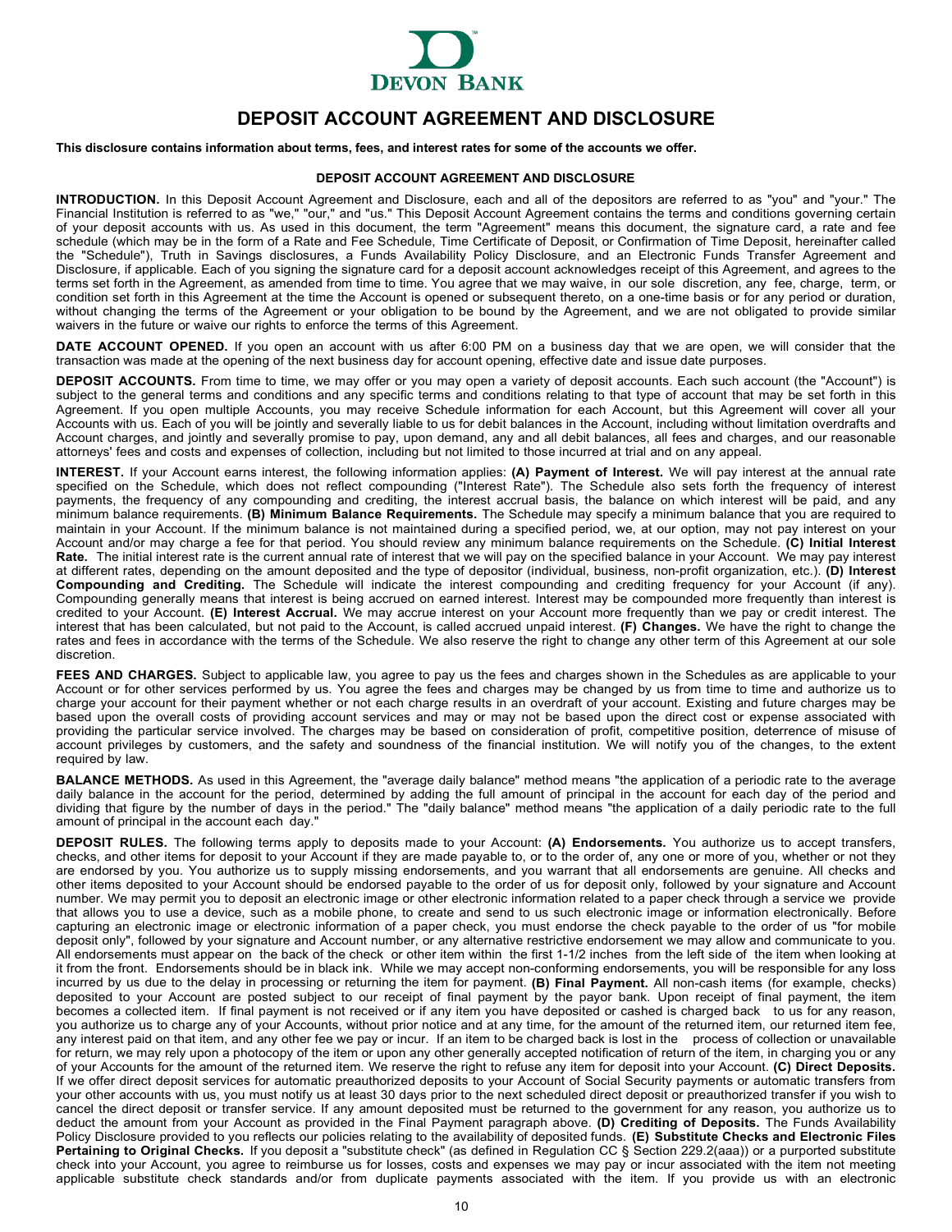DEVON BANK

# DEPOSIT ACCOUNT AGREEMENT AND DISCLOSURE

**This disclosure contains information about terms, fees, and interest rates for some of the accounts we offer.**

## DEPOSIT ACCOUNT AGREEMENT AND DISCLOSURE

**INTRODUCTION.** In this Deposit Account Agreement and Disclosure, each and all of the depositors are referred to as "you" and "your." The Financial Institution is referred to as "we," "our," and "us." This Deposit Account Agreement contains the terms and conditions governing certain of your deposit accounts with us. As used in this document, the term "Agreement" means this document, the signature card, a rate and fee schedule (which may be in the form of a Rate and Fee Schedule, Time Certificate of Deposit, or Confirmation of Time Deposit, hereinafter called the "Schedule"), Truth in Savings disclosures, a Funds Availability Policy Disclosure, and an Electronic Funds Transfer Agreement and Disclosure, if applicable. Each of you signing the signature card for a deposit account acknowledges receipt of this Agreement, and agrees to the terms set forth in the Agreement, as amended from time to time. You agree that we may waive, in our sole discretion, any fee, charge, term, or condition set forth in this Agreement at the time the Account is opened or subsequent thereto, on a one-time basis or for any period or duration, without changing the terms of the Agreement or your obligation to be bound by the Agreement, and we are not obligated to provide similar waivers in the future or waive our rights to enforce the terms of this Agreement.

**DATE ACCOUNT OPENED.** If you open an account with us after 6:00 PM on a business day that we are open, we will consider that the transaction was made at the opening of the next business day for account opening, effective date and issue date purposes.

**DEPOSIT ACCOUNTS.** From time to time, we may offer or you may open a variety of deposit accounts. Each such account (the "Account") is subject to the general terms and conditions and any specific terms and conditions relating to that type of account that may be set forth in this Agreement. If you open multiple Accounts, you may receive Schedule information for each Account, but this Agreement will cover all your Accounts with us. Each of you will be jointly and severally liable to us for debit balances in the Account, including without limitation overdrafts and Account charges, and jointly and severally promise to pay, upon demand, any and all debit balances, all fees and charges, and our reasonable attorneys' fees and costs and expenses of collection, including but not limited to those incurred at trial and on any appeal.

**INTEREST.** If your Account earns interest, the following information applies: **(A) Payment of Interest.** We will pay interest at the annual rate specified on the Schedule, which does not reflect compounding ("Interest Rate"). The Schedule also sets forth the frequency of interest payments, the frequency of any compounding and crediting, the interest accrual basis, the balance on which interest will be paid, and any minimum balance requirements. **(B) Minimum Balance Requirements.** The Schedule may specify a minimum balance that you are required to maintain in your Account. If the minimum balance is not maintained during a specified period, we, at our option, may not pay interest on your Account and/or may charge a fee for that period. You should review any minimum balance requirements on the Schedule. **(C) Initial Interest Rate.** The initial interest rate is the current annual rate of interest that we will pay on the specified balance in your Account. We may pay interest at different rates, depending on the amount deposited and the type of depositor (individual, business, non-profit organization, etc.). **(D) Interest Compounding and Crediting.** The Schedule will indicate the interest compounding and crediting frequency for your Account (if any). Compounding generally means that interest is being accrued on earned interest. Interest may be compounded more frequently than interest is credited to your Account. **(E) Interest Accrual.** We may accrue interest on your Account more frequently than we pay or credit interest. The interest that has been calculated, but not paid to the Account, is called accrued unpaid interest. **(F) Changes.** We have the right to change the rates and fees in accordance with the terms of the Schedule. We also reserve the right to change any other term of this Agreement at our sole discretion.

**FEES AND CHARGES.** Subject to applicable law, you agree to pay us the fees and charges shown in the Schedules as are applicable to your Account or for other services performed by us. You agree the fees and charges may be changed by us from time to time and authorize us to charge your account for their payment whether or not each charge results in an overdraft of your account. Existing and future charges may be based upon the overall costs of providing account services and may or may not be based upon the direct cost or expense associated with providing the particular service involved. The charges may be based on consideration of profit, competitive position, deterrence of misuse of account privileges by customers, and the safety and soundness of the financial institution. We will notify you of the changes, to the extent required by law.

**BALANCE METHODS.** As used in this Agreement, the "average daily balance" method means "the application of a periodic rate to the average daily balance in the account for the period, determined by adding the full amount of principal in the account for each day of the period and dividing that figure by the number of days in the period." The "daily balance" method means "the application of a daily periodic rate to the full amount of principal in the account each day."

**DEPOSIT RULES.** The following terms apply to deposits made to your Account: **(A) Endorsements.** You authorize us to accept transfers, checks, and other items for deposit to your Account if they are made payable to, or to the order of, any one or more of you, whether or not they are endorsed by you. You authorize us to supply missing endorsements, and you warrant that all endorsements are genuine. All checks and other items deposited to your Account should be endorsed payable to the order of us for deposit only, followed by your signature and Account number. We may permit you to deposit an electronic image or other electronic information related to a paper check through a service we provide that allows you to use a device, such as a mobile phone, to create and send to us such electronic image or information electronically. Before capturing an electronic image or electronic information of a paper check, you must endorse the check payable to the order of us "for mobile deposit only", followed by your signature and Account number, or any alternative restrictive endorsement we may allow and communicate to you. All endorsements must appear on the back of the check or other item within the first 1-1/2 inches from the left side of the item when looking at it from the front. Endorsements should be in black ink. While we may accept non-conforming endorsements, you will be responsible for any loss incurred by us due to the delay in processing or returning the item for payment. **(B) Final Payment.** All non-cash items (for example, checks) deposited to your Account are posted subject to our receipt of final payment by the payor bank. Upon receipt of final payment, the item becomes a collected item. If final payment is not received or if any item you have deposited or cashed is charged back to us for any reason, you authorize us to charge any of your Accounts, without prior notice and at any time, for the amount of the returned item, our returned item fee, any interest paid on that item, and any other fee we pay or incur. If an item to be charged back is lost in the process of collection or unavailable for return, we may rely upon a photocopy of the item or upon any other generally accepted notification of return of the item, in charging you or any of your Accounts for the amount of the returned item. We reserve the right to refuse any item for deposit into your Account. **(C) Direct Deposits.** If we offer direct deposit services for automatic preauthorized deposits to your Account of Social Security payments or automatic transfers from your other accounts with us, you must notify us at least 30 days prior to the next scheduled direct deposit or preauthorized transfer if you wish to cancel the direct deposit or transfer service. If any amount deposited must be returned to the government for any reason, you authorize us to deduct the amount from your Account as provided in the Final Payment paragraph above. **(D) Crediting of Deposits.** The Funds Availability Policy Disclosure provided to you reflects our policies relating to the availability of deposited funds. **(E) Substitute Checks and Electronic Files Pertaining to Original Checks.** If you deposit a "substitute check" (as defined in Regulation CC § Section 229.2(aaa)) or a purported substitute check into your Account, you agree to reimburse us for losses, costs and expenses we may pay or incur associated with the item not meeting applicable substitute check standards and/or from duplicate payments associated with the item. If you provide us with an electronic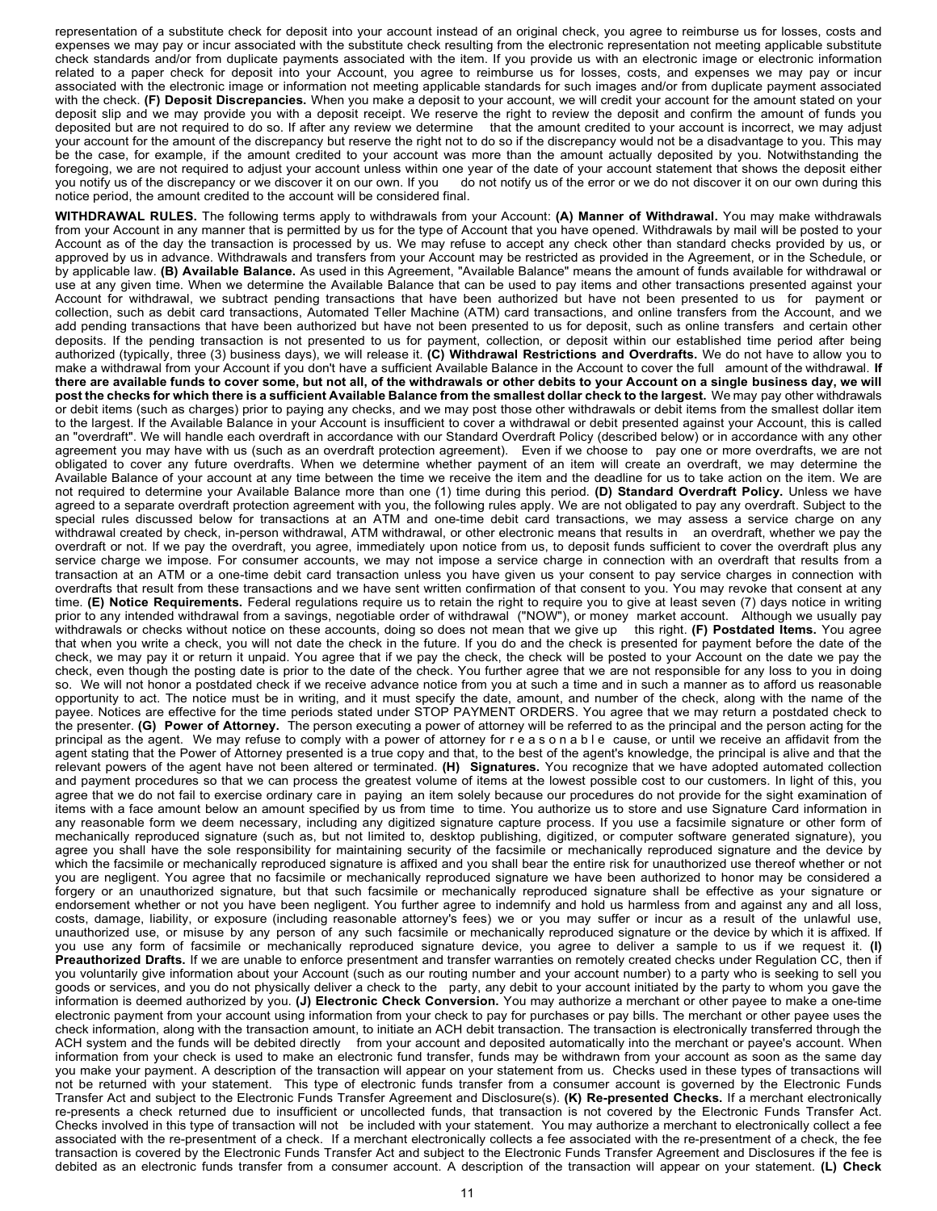representation of a substitute check for deposit into your account instead of an original check, you agree to reimburse us for losses, costs and expenses we may pay or incur associated with the substitute check resulting from the electronic representation not meeting applicable substitute check standards and/or from duplicate payments associated with the item. If you provide us with an electronic image or electronic information related to a paper check for deposit into your Account, you agree to reimburse us for losses, costs, and expenses we may pay or incur associated with the electronic image or information not meeting applicable standards for such images and/or from duplicate payment associated with the check. **(F) Deposit Discrepancies.** When you make a deposit to your account, we will credit your account for the amount stated on your deposit slip and we may provide you with a deposit receipt. We reserve the right to review the deposit and confirm the amount of funds you deposited but are not required to do so. If after any review we determine that the amount credited to your account is incorrect, we may adjust your account for the amount of the discrepancy but reserve the right not to do so if the discrepancy would not be a disadvantage to you. This may be the case, for example, if the amount credited to your account was more than the amount actually deposited by you. Notwithstanding the foregoing, we are not required to adjust your account unless within one year of the date of your account statement that shows the deposit either you notify us of the discrepancy or we discover it on our own. If you do not notify us of the error or we do not discover it on our own during this notice period, the amount credited to the account will be considered final.

**WITHDRAWAL RULES.** The following terms apply to withdrawals from your Account: **(A) Manner of Withdrawal.** You may make withdrawals from your Account in any manner that is permitted by us for the type of Account that you have opened. Withdrawals by mail will be posted to your Account as of the day the transaction is processed by us. We may refuse to accept any check other than standard checks provided by us, or approved by us in advance. Withdrawals and transfers from your Account may be restricted as provided in the Agreement, or in the Schedule, or by applicable law. **(B) Available Balance.** As used in this Agreement, "Available Balance" means the amount of funds available for withdrawal or use at any given time. When we determine the Available Balance that can be used to pay items and other transactions presented against your Account for withdrawal, we subtract pending transactions that have been authorized but have not been presented to us for payment or collection, such as debit card transactions, Automated Teller Machine (ATM) card transactions, and online transfers from the Account, and we add pending transactions that have been authorized but have not been presented to us for deposit, such as online transfers and certain other deposits. If the pending transaction is not presented to us for payment, collection, or deposit within our established time period after being authorized (typically, three (3) business days), we will release it. **(C) Withdrawal Restrictions and Overdrafts.** We do not have to allow you to make a withdrawal from your Account if you don't have a sufficient Available Balance in the Account to cover the full amount of the withdrawal. **If there are available funds to cover some, but not all, of the withdrawals or other debits to your Account on a single business day, we will post the checks for which there is a sufficient Available Balance from the smallest dollar check to the largest.** We may pay other withdrawals or debit items (such as charges) prior to paying any checks, and we may post those other withdrawals or debit items from the smallest dollar item to the largest. If the Available Balance in your Account is insufficient to cover a withdrawal or debit presented against your Account, this is called an "overdraft". We will handle each overdraft in accordance with our Standard Overdraft Policy (described below) or in accordance with any other agreement you may have with us (such as an overdraft protection agreement). Even if we choose to pay one or more overdrafts, we are not obligated to cover any future overdrafts. When we determine whether payment of an item will create an overdraft, we may determine the Available Balance of your account at any time between the time we receive the item and the deadline for us to take action on the item. We are not required to determine your Available Balance more than one (1) time during this period. **(D) Standard Overdraft Policy.** Unless we have agreed to a separate overdraft protection agreement with you, the following rules apply. We are not obligated to pay any overdraft. Subject to the special rules discussed below for transactions at an ATM and one-time debit card transactions, we may assess a service charge on any withdrawal created by check, in-person withdrawal, ATM withdrawal, or other electronic means that results in an overdraft, whether we pay the overdraft or not. If we pay the overdraft, you agree, immediately upon notice from us, to deposit funds sufficient to cover the overdraft plus any service charge we impose. For consumer accounts, we may not impose a service charge in connection with an overdraft that results from a transaction at an ATM or a one-time debit card transaction unless you have given us your consent to pay service charges in connection with overdrafts that result from these transactions and we have sent written confirmation of that consent to you. You may revoke that consent at any time. **(E) Notice Requirements.** Federal regulations require us to retain the right to require you to give at least seven (7) days notice in writing prior to any intended withdrawal from a savings, negotiable order of withdrawal ("NOW"), or money market account. Although we usually pay withdrawals or checks without notice on these accounts, doing so does not mean that we give up this right. **(F) Postdated Items.** You agree that when you write a check, you will not date the check in the future. If you do and the check is presented for payment before the date of the check, we may pay it or return it unpaid. You agree that if we pay the check, the check will be posted to your Account on the date we pay the check, even though the posting date is prior to the date of the check. You further agree that we are not responsible for any loss to you in doing so. We will not honor a postdated check if we receive advance notice from you at such a time and in such a manner as to afford us reasonable opportunity to act. The notice must be in writing, and it must specify the date, amount, and number of the check, along with the name of the payee. Notices are effective for the time periods stated under STOP PAYMENT ORDERS. You agree that we may return a postdated check to the presenter. **(G) Power of Attorney.** The person executing a power of attorney will be referred to as the principal and the person acting for the principal as the agent. We may refuse to comply with a power of attorney for reasonable cause, or until we receive an affidavit from the agent stating that the Power of Attorney presented is a true copy and that, to the best of the agent's knowledge, the principal is alive and that the relevant powers of the agent have not been altered or terminated. **(H) Signatures.** You recognize that we have adopted automated collection and payment procedures so that we can process the greatest volume of items at the lowest possible cost to our customers. In light of this, you agree that we do not fail to exercise ordinary care in paying an item solely because our procedures do not provide for the sight examination of items with a face amount below an amount specified by us from time to time. You authorize us to store and use Signature Card information in any reasonable form we deem necessary, including any digitized signature capture process. If you use a facsimile signature or other form of mechanically reproduced signature (such as, but not limited to, desktop publishing, digitized, or computer software generated signature), you agree you shall have the sole responsibility for maintaining security of the facsimile or mechanically reproduced signature and the device by which the facsimile or mechanically reproduced signature is affixed and you shall bear the entire risk for unauthorized use thereof whether or not you are negligent. You agree that no facsimile or mechanically reproduced signature we have been authorized to honor may be considered a forgery or an unauthorized signature, but that such facsimile or mechanically reproduced signature shall be effective as your signature or endorsement whether or not you have been negligent. You further agree to indemnify and hold us harmless from and against any and all loss, costs, damage, liability, or exposure (including reasonable attorney's fees) we or you may suffer or incur as a result of the unlawful use, unauthorized use, or misuse by any person of any such facsimile or mechanically reproduced signature or the device by which it is affixed. If you use any form of facsimile or mechanically reproduced signature device, you agree to deliver a sample to us if we request it. **(I) Preauthorized Drafts.** If we are unable to enforce presentment and transfer warranties on remotely created checks under Regulation CC, then if you voluntarily give information about your Account (such as our routing number and your account number) to a party who is seeking to sell you goods or services, and you do not physically deliver a check to the party, any debit to your account initiated by the party to whom you gave the information is deemed authorized by you. **(J) Electronic Check Conversion.** You may authorize a merchant or other payee to make a one-time electronic payment from your account using information from your check to pay for purchases or pay bills. The merchant or other payee uses the check information, along with the transaction amount, to initiate an ACH debit transaction. The transaction is electronically transferred through the ACH system and the funds will be debited directly from your account and deposited automatically into the merchant or payee's account. When information from your check is used to make an electronic fund transfer, funds may be withdrawn from your account as soon as the same day you make your payment. A description of the transaction will appear on your statement from us. Checks used in these types of transactions will not be returned with your statement. This type of electronic funds transfer from a consumer account is governed by the Electronic Funds Transfer Act and subject to the Electronic Funds Transfer Agreement and Disclosure(s). **(K) Re-presented Checks.** If a merchant electronically re-presents a check returned due to insufficient or uncollected funds, that transaction is not covered by the Electronic Funds Transfer Act. Checks involved in this type of transaction will not be included with your statement. You may authorize a merchant to electronically collect a fee associated with the re-presentment of a check. If a merchant electronically collects a fee associated with the re-presentment of a check, the fee transaction is covered by the Electronic Funds Transfer Act and subject to the Electronic Funds Transfer Agreement and Disclosures if the fee is debited as an electronic funds transfer from a consumer account. A description of the transaction will appear on your statement. **(L) Check**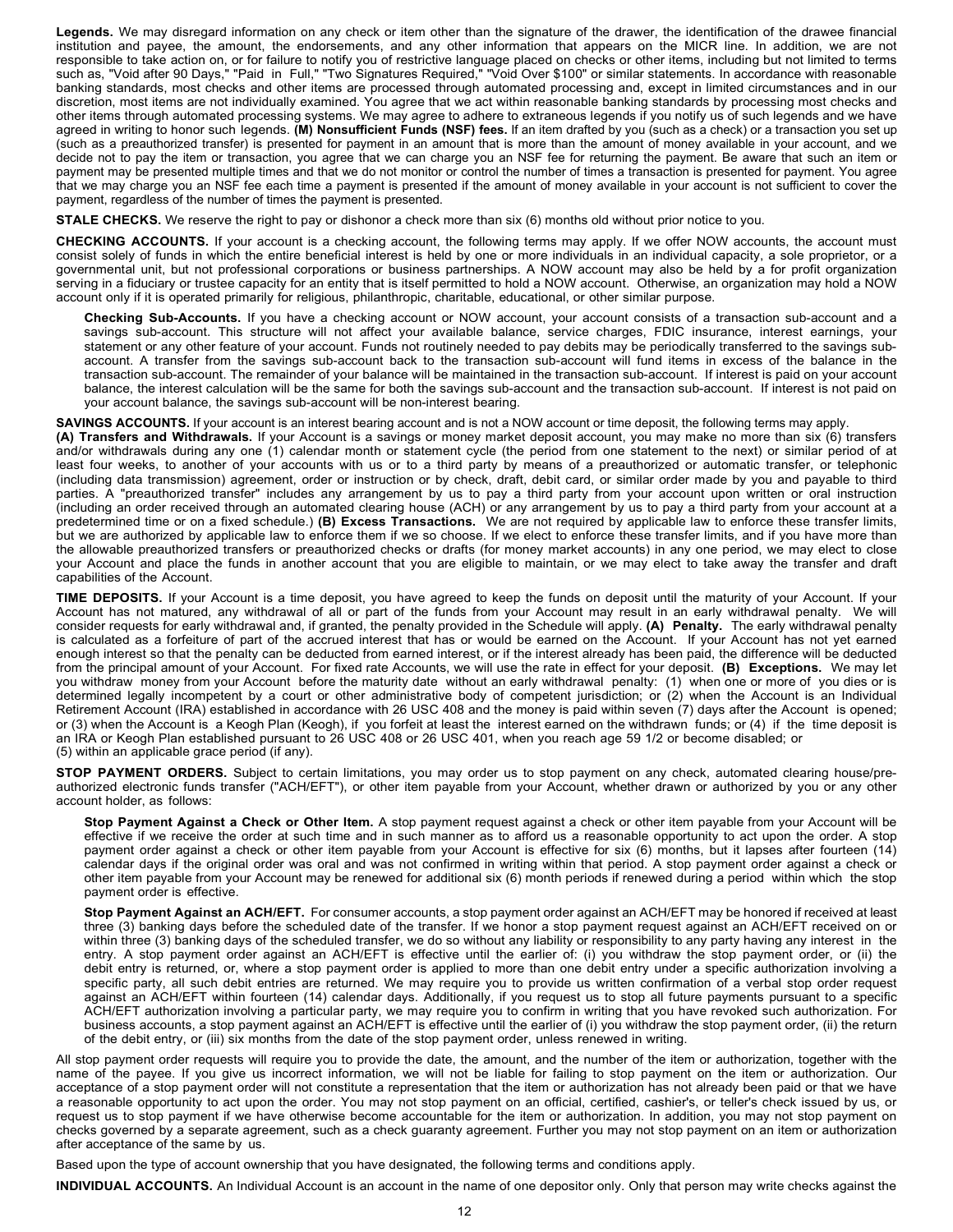**Legends.** We may disregard information on any check or item other than the signature of the drawer, the identification of the drawee financial institution and payee, the amount, the endorsements, and any other information that appears on the MICR line. In addition, we are not responsible to take action on, or for failure to notify you of restrictive language placed on checks or other items, including but not limited to terms such as, "Void after 90 Days," "Paid in Full," "Two Signatures Required," "Void Over $100" or similar statements. In accordance with reasonable banking standards, most checks and other items are processed through automated processing and, except in limited circumstances and in our discretion, most items are not individually examined. You agree that we act within reasonable banking standards by processing most checks and other items through automated processing systems. We may agree to adhere to extraneous legends if you notify us of such legends and we have agreed in writing to honor such legends. **(M) Nonsufficient Funds (NSF) fees.** If an item drafted by you (such as a check) or a transaction you set up (such as a preauthorized transfer) is presented for payment in an amount that is more than the amount of money available in your account, and we decide not to pay the item or transaction, you agree that we can charge you an NSF fee for returning the payment. Be aware that such an item or payment may be presented multiple times and that we do not monitor or control the number of times a transaction is presented for payment. You agree that we may charge you an NSF fee each time a payment is presented if the amount of money available in your account is not sufficient to cover the payment, regardless of the number of times the payment is presented.

**STALE CHECKS.** We reserve the right to pay or dishonor a check more than six (6) months old without prior notice to you.

**CHECKING ACCOUNTS.** If your account is a checking account, the following terms may apply. If we offer NOW accounts, the account must consist solely of funds in which the entire beneficial interest is held by one or more individuals in an individual capacity, a sole proprietor, or a governmental unit, but not professional corporations or business partnerships. A NOW account may also be held by a for profit organization serving in a fiduciary or trustee capacity for an entity that is itself permitted to hold a NOW account. Otherwise, an organization may hold a NOW account only if it is operated primarily for religious, philanthropic, charitable, educational, or other similar purpose.

**Checking Sub-Accounts.** If you have a checking account or NOW account, your account consists of a transaction sub-account and a savings sub-account. This structure will not affect your available balance, service charges, FDIC insurance, interest earnings, your statement or any other feature of your account. Funds not routinely needed to pay debits may be periodically transferred to the savings sub-account. A transfer from the savings sub-account back to the transaction sub-account will fund items in excess of the balance in the transaction sub-account. The remainder of your balance will be maintained in the transaction sub-account. If interest is paid on your account balance, the interest calculation will be the same for both the savings sub-account and the transaction sub-account. If interest is not paid on your account balance, the savings sub-account will be non-interest bearing.

**SAVINGS ACCOUNTS.** If your account is an interest bearing account and is not a NOW account or time deposit, the following terms may apply.
**(A) Transfers and Withdrawals.** If your Account is a savings or money market deposit account, you may make no more than six (6) transfers and/or withdrawals during any one (1) calendar month or statement cycle (the period from one statement to the next) or similar period of at least four weeks, to another of your accounts with us or to a third party by means of a preauthorized or automatic transfer, or telephonic (including data transmission) agreement, order or instruction or by check, draft, debit card, or similar order made by you and payable to third parties. A "preauthorized transfer" includes any arrangement by us to pay a third party from your account upon written or oral instruction (including an order received through an automated clearing house (ACH) or any arrangement by us to pay a third party from your account at a predetermined time or on a fixed schedule.) **(B) Excess Transactions.** We are not required by applicable law to enforce these transfer limits, but we are authorized by applicable law to enforce them if we so choose. If we elect to enforce these transfer limits, and if you have more than the allowable preauthorized transfers or preauthorized checks or drafts (for money market accounts) in any one period, we may elect to close your Account and place the funds in another account that you are eligible to maintain, or we may elect to take away the transfer and draft capabilities of the Account.

**TIME DEPOSITS.** If your Account is a time deposit, you have agreed to keep the funds on deposit until the maturity of your Account. If your Account has not matured, any withdrawal of all or part of the funds from your Account may result in an early withdrawal penalty. We will consider requests for early withdrawal and, if granted, the penalty provided in the Schedule will apply. **(A) Penalty.** The early withdrawal penalty is calculated as a forfeiture of part of the accrued interest that has or would be earned on the Account. If your Account has not yet earned enough interest so that the penalty can be deducted from earned interest, or if the interest already has been paid, the difference will be deducted from the principal amount of your Account. For fixed rate Accounts, we will use the rate in effect for your deposit. **(B) Exceptions.** We may let you withdraw money from your Account before the maturity date without an early withdrawal penalty: (1) when one or more of you dies or is determined legally incompetent by a court or other administrative body of competent jurisdiction; or (2) when the Account is an Individual Retirement Account (IRA) established in accordance with 26 USC 408 and the money is paid within seven (7) days after the Account is opened; or (3) when the Account is a Keogh Plan (Keogh), if you forfeit at least the interest earned on the withdrawn funds; or (4) if the time deposit is an IRA or Keogh Plan established pursuant to 26 USC 408 or 26 USC 401, when you reach age 59 1/2 or become disabled; or
(5) within an applicable grace period (if any).

**STOP PAYMENT ORDERS.** Subject to certain limitations, you may order us to stop payment on any check, automated clearing house/pre-authorized electronic funds transfer ("ACH/EFT"), or other item payable from your Account, whether drawn or authorized by you or any other account holder, as follows:

**Stop Payment Against a Check or Other Item.** A stop payment request against a check or other item payable from your Account will be effective if we receive the order at such time and in such manner as to afford us a reasonable opportunity to act upon the order. A stop payment order against a check or other item payable from your Account is effective for six (6) months, but it lapses after fourteen (14) calendar days if the original order was oral and was not confirmed in writing within that period. A stop payment order against a check or other item payable from your Account may be renewed for additional six (6) month periods if renewed during a period within which the stop payment order is effective.

**Stop Payment Against an ACH/EFT.** For consumer accounts, a stop payment order against an ACH/EFT may be honored if received at least three (3) banking days before the scheduled date of the transfer. If we honor a stop payment request against an ACH/EFT received on or within three (3) banking days of the scheduled transfer, we do so without any liability or responsibility to any party having any interest in the entry. A stop payment order against an ACH/EFT is effective until the earlier of: (i) you withdraw the stop payment order, or (ii) the debit entry is returned, or, where a stop payment order is applied to more than one debit entry under a specific authorization involving a specific party, all such debit entries are returned. We may require you to provide us written confirmation of a verbal stop order request against an ACH/EFT within fourteen (14) calendar days. Additionally, if you request us to stop all future payments pursuant to a specific ACH/EFT authorization involving a particular party, we may require you to confirm in writing that you have revoked such authorization. For business accounts, a stop payment against an ACH/EFT is effective until the earlier of (i) you withdraw the stop payment order, (ii) the return of the debit entry, or (iii) six months from the date of the stop payment order, unless renewed in writing.

All stop payment order requests will require you to provide the date, the amount, and the number of the item or authorization, together with the name of the payee. If you give us incorrect information, we will not be liable for failing to stop payment on the item or authorization. Our acceptance of a stop payment order will not constitute a representation that the item or authorization has not already been paid or that we have a reasonable opportunity to act upon the order. You may not stop payment on an official, certified, cashier's, or teller's check issued by us, or request us to stop payment if we have otherwise become accountable for the item or authorization. In addition, you may not stop payment on checks governed by a separate agreement, such as a check guaranty agreement. Further you may not stop payment on an item or authorization after acceptance of the same by us.

Based upon the type of account ownership that you have designated, the following terms and conditions apply.

**INDIVIDUAL ACCOUNTS.** An Individual Account is an account in the name of one depositor only. Only that person may write checks against the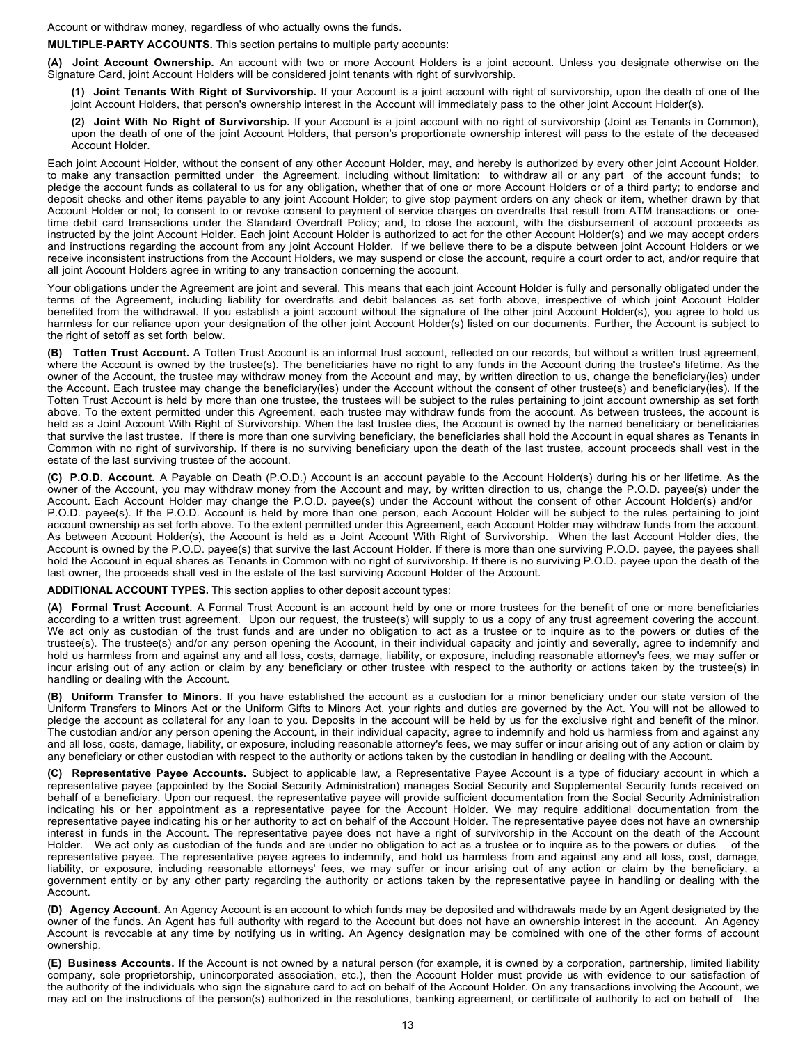Account or withdraw money, regardless of who actually owns the funds.

**MULTIPLE-PARTY ACCOUNTS.** This section pertains to multiple party accounts:

**(A) Joint Account Ownership.** An account with two or more Account Holders is a joint account. Unless you designate otherwise on the Signature Card, joint Account Holders will be considered joint tenants with right of survivorship.

> **(1) Joint Tenants With Right of Survivorship.** If your Account is a joint account with right of survivorship, upon the death of one of the joint Account Holders, that person's ownership interest in the Account will immediately pass to the other joint Account Holder(s).
>
> **(2) Joint With No Right of Survivorship.** If your Account is a joint account with no right of survivorship (Joint as Tenants in Common), upon the death of one of the joint Account Holders, that person's proportionate ownership interest will pass to the estate of the deceased Account Holder.

Each joint Account Holder, without the consent of any other Account Holder, may, and hereby is authorized by every other joint Account Holder, to make any transaction permitted under the Agreement, including without limitation: to withdraw all or any part of the account funds; to pledge the account funds as collateral to us for any obligation, whether that of one or more Account Holders or of a third party; to endorse and deposit checks and other items payable to any joint Account Holder; to give stop payment orders on any check or item, whether drawn by that Account Holder or not; to consent to or revoke consent to payment of service charges on overdrafts that result from ATM transactions or one-time debit card transactions under the Standard Overdraft Policy; and, to close the account, with the disbursement of account proceeds as instructed by the joint Account Holder. Each joint Account Holder is authorized to act for the other Account Holder(s) and we may accept orders and instructions regarding the account from any joint Account Holder. If we believe there to be a dispute between joint Account Holders or we receive inconsistent instructions from the Account Holders, we may suspend or close the account, require a court order to act, and/or require that all joint Account Holders agree in writing to any transaction concerning the account.

Your obligations under the Agreement are joint and several. This means that each joint Account Holder is fully and personally obligated under the terms of the Agreement, including liability for overdrafts and debit balances as set forth above, irrespective of which joint Account Holder benefited from the withdrawal. If you establish a joint account without the signature of the other joint Account Holder(s), you agree to hold us harmless for our reliance upon your designation of the other joint Account Holder(s) listed on our documents. Further, the Account is subject to the right of setoff as set forth below.

**(B) Totten Trust Account.** A Totten Trust Account is an informal trust account, reflected on our records, but without a written trust agreement, where the Account is owned by the trustee(s). The beneficiaries have no right to any funds in the Account during the trustee's lifetime. As the owner of the Account, the trustee may withdraw money from the Account and may, by written direction to us, change the beneficiary(ies) under the Account. Each trustee may change the beneficiary(ies) under the Account without the consent of other trustee(s) and beneficiary(ies). If the Totten Trust Account is held by more than one trustee, the trustees will be subject to the rules pertaining to joint account ownership as set forth above. To the extent permitted under this Agreement, each trustee may withdraw funds from the account. As between trustees, the account is held as a Joint Account With Right of Survivorship. When the last trustee dies, the Account is owned by the named beneficiary or beneficiaries that survive the last trustee. If there is more than one surviving beneficiary, the beneficiaries shall hold the Account in equal shares as Tenants in Common with no right of survivorship. If there is no surviving beneficiary upon the death of the last trustee, account proceeds shall vest in the estate of the last surviving trustee of the account.

**(C) P.O.D. Account.** A Payable on Death (P.O.D.) Account is an account payable to the Account Holder(s) during his or her lifetime. As the owner of the Account, you may withdraw money from the Account and may, by written direction to us, change the P.O.D. payee(s) under the Account. Each Account Holder may change the P.O.D. payee(s) under the Account without the consent of other Account Holder(s) and/or P.O.D. payee(s). If the P.O.D. Account is held by more than one person, each Account Holder will be subject to the rules pertaining to joint account ownership as set forth above. To the extent permitted under this Agreement, each Account Holder may withdraw funds from the account. As between Account Holder(s), the Account is held as a Joint Account With Right of Survivorship. When the last Account Holder dies, the Account is owned by the P.O.D. payee(s) that survive the last Account Holder. If there is more than one surviving P.O.D. payee, the payees shall hold the Account in equal shares as Tenants in Common with no right of survivorship. If there is no surviving P.O.D. payee upon the death of the last owner, the proceeds shall vest in the estate of the last surviving Account Holder of the Account.

**ADDITIONAL ACCOUNT TYPES.** This section applies to other deposit account types:

**(A) Formal Trust Account.** A Formal Trust Account is an account held by one or more trustees for the benefit of one or more beneficiaries according to a written trust agreement. Upon our request, the trustee(s) will supply to us a copy of any trust agreement covering the account. We act only as custodian of the trust funds and are under no obligation to act as a trustee or to inquire as to the powers or duties of the trustee(s). The trustee(s) and/or any person opening the Account, in their individual capacity and jointly and severally, agree to indemnify and hold us harmless from and against any and all loss, costs, damage, liability, or exposure, including reasonable attorney's fees, we may suffer or incur arising out of any action or claim by any beneficiary or other trustee with respect to the authority or actions taken by the trustee(s) in handling or dealing with the Account.

**(B) Uniform Transfer to Minors.** If you have established the account as a custodian for a minor beneficiary under our state version of the Uniform Transfers to Minors Act or the Uniform Gifts to Minors Act, your rights and duties are governed by the Act. You will not be allowed to pledge the account as collateral for any loan to you. Deposits in the account will be held by us for the exclusive right and benefit of the minor. The custodian and/or any person opening the Account, in their individual capacity, agree to indemnify and hold us harmless from and against any and all loss, costs, damage, liability, or exposure, including reasonable attorney's fees, we may suffer or incur arising out of any action or claim by any beneficiary or other custodian with respect to the authority or actions taken by the custodian in handling or dealing with the Account.

**(C) Representative Payee Accounts.** Subject to applicable law, a Representative Payee Account is a type of fiduciary account in which a representative payee (appointed by the Social Security Administration) manages Social Security and Supplemental Security funds received on behalf of a beneficiary. Upon our request, the representative payee will provide sufficient documentation from the Social Security Administration indicating his or her appointment as a representative payee for the Account Holder. We may require additional documentation from the representative payee indicating his or her authority to act on behalf of the Account Holder. The representative payee does not have an ownership interest in funds in the Account. The representative payee does not have a right of survivorship in the Account on the death of the Account Holder. We act only as custodian of the funds and are under no obligation to act as a trustee or to inquire as to the powers or duties of the representative payee. The representative payee agrees to indemnify, and hold us harmless from and against any and all loss, cost, damage, liability, or exposure, including reasonable attorneys' fees, we may suffer or incur arising out of any action or claim by the beneficiary, a government entity or by any other party regarding the authority or actions taken by the representative payee in handling or dealing with the Account.

**(D) Agency Account.** An Agency Account is an account to which funds may be deposited and withdrawals made by an Agent designated by the owner of the funds. An Agent has full authority with regard to the Account but does not have an ownership interest in the account. An Agency Account is revocable at any time by notifying us in writing. An Agency designation may be combined with one of the other forms of account ownership.

**(E) Business Accounts.** If the Account is not owned by a natural person (for example, it is owned by a corporation, partnership, limited liability company, sole proprietorship, unincorporated association, etc.), then the Account Holder must provide us with evidence to our satisfaction of the authority of the individuals who sign the signature card to act on behalf of the Account Holder. On any transactions involving the Account, we may act on the instructions of the person(s) authorized in the resolutions, banking agreement, or certificate of authority to act on behalf of the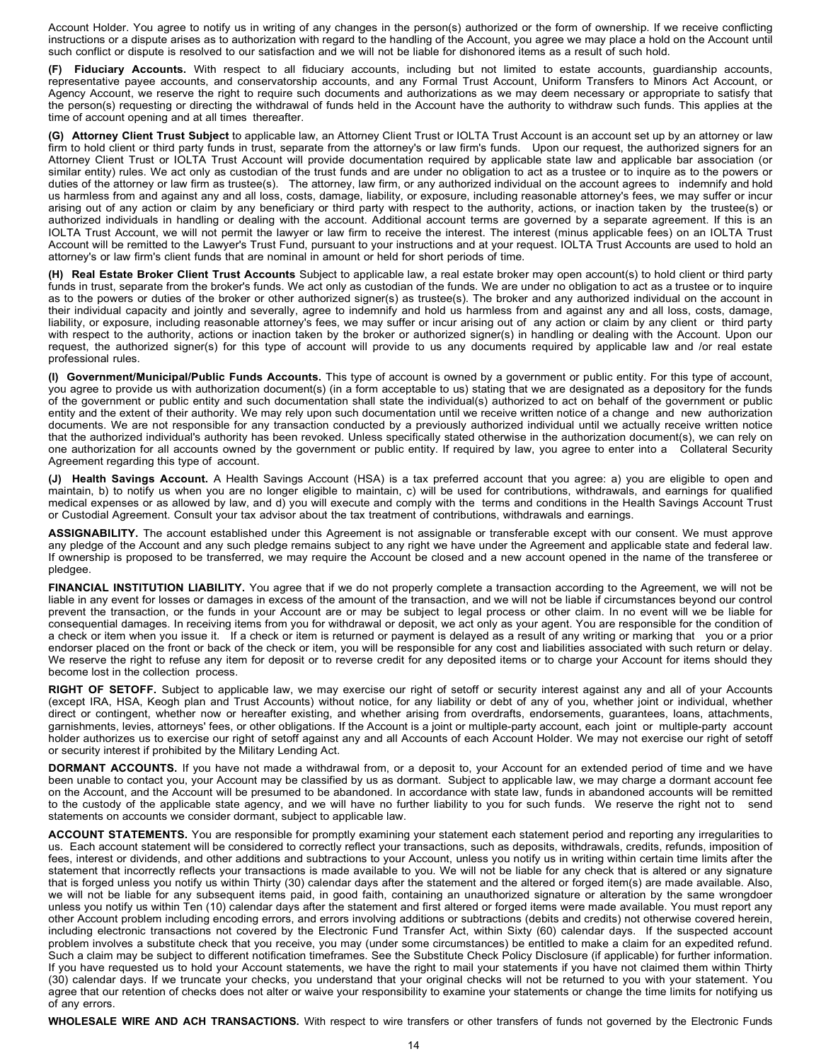Account Holder. You agree to notify us in writing of any changes in the person(s) authorized or the form of ownership. If we receive conflicting instructions or a dispute arises as to authorization with regard to the handling of the Account, you agree we may place a hold on the Account until such conflict or dispute is resolved to our satisfaction and we will not be liable for dishonored items as a result of such hold.

**(F) Fiduciary Accounts.** With respect to all fiduciary accounts, including but not limited to estate accounts, guardianship accounts, representative payee accounts, and conservatorship accounts, and any Formal Trust Account, Uniform Transfers to Minors Act Account, or Agency Account, we reserve the right to require such documents and authorizations as we may deem necessary or appropriate to satisfy that the person(s) requesting or directing the withdrawal of funds held in the Account have the authority to withdraw such funds. This applies at the time of account opening and at all times thereafter.

**(G) Attorney Client Trust Subject** to applicable law, an Attorney Client Trust or IOLTA Trust Account is an account set up by an attorney or law firm to hold client or third party funds in trust, separate from the attorney's or law firm's funds. Upon our request, the authorized signers for an Attorney Client Trust or IOLTA Trust Account will provide documentation required by applicable state law and applicable bar association (or similar entity) rules. We act only as custodian of the trust funds and are under no obligation to act as a trustee or to inquire as to the powers or duties of the attorney or law firm as trustee(s). The attorney, law firm, or any authorized individual on the account agrees to indemnify and hold us harmless from and against any and all loss, costs, damage, liability, or exposure, including reasonable attorney's fees, we may suffer or incur arising out of any action or claim by any beneficiary or third party with respect to the authority, actions, or inaction taken by the trustee(s) or authorized individuals in handling or dealing with the account. Additional account terms are governed by a separate agreement. If this is an IOLTA Trust Account, we will not permit the lawyer or law firm to receive the interest. The interest (minus applicable fees) on an IOLTA Trust Account will be remitted to the Lawyer's Trust Fund, pursuant to your instructions and at your request. IOLTA Trust Accounts are used to hold an attorney's or law firm's client funds that are nominal in amount or held for short periods of time.

**(H) Real Estate Broker Client Trust Accounts** Subject to applicable law, a real estate broker may open account(s) to hold client or third party funds in trust, separate from the broker's funds. We act only as custodian of the funds. We are under no obligation to act as a trustee or to inquire as to the powers or duties of the broker or other authorized signer(s) as trustee(s). The broker and any authorized individual on the account in their individual capacity and jointly and severally, agree to indemnify and hold us harmless from and against any and all loss, costs, damage, liability, or exposure, including reasonable attorney's fees, we may suffer or incur arising out of any action or claim by any client or third party with respect to the authority, actions or inaction taken by the broker or authorized signer(s) in handling or dealing with the Account. Upon our request, the authorized signer(s) for this type of account will provide to us any documents required by applicable law and /or real estate professional rules.

**(I) Government/Municipal/Public Funds Accounts.** This type of account is owned by a government or public entity. For this type of account, you agree to provide us with authorization document(s) (in a form acceptable to us) stating that we are designated as a depository for the funds of the government or public entity and such documentation shall state the individual(s) authorized to act on behalf of the government or public entity and the extent of their authority. We may rely upon such documentation until we receive written notice of a change and new authorization documents. We are not responsible for any transaction conducted by a previously authorized individual until we actually receive written notice that the authorized individual's authority has been revoked. Unless specifically stated otherwise in the authorization document(s), we can rely on one authorization for all accounts owned by the government or public entity. If required by law, you agree to enter into a Collateral Security Agreement regarding this type of account.

**(J) Health Savings Account.** A Health Savings Account (HSA) is a tax preferred account that you agree: a) you are eligible to open and maintain, b) to notify us when you are no longer eligible to maintain, c) will be used for contributions, withdrawals, and earnings for qualified medical expenses or as allowed by law, and d) you will execute and comply with the terms and conditions in the Health Savings Account Trust or Custodial Agreement. Consult your tax advisor about the tax treatment of contributions, withdrawals and earnings.

**ASSIGNABILITY.** The account established under this Agreement is not assignable or transferable except with our consent. We must approve any pledge of the Account and any such pledge remains subject to any right we have under the Agreement and applicable state and federal law. If ownership is proposed to be transferred, we may require the Account be closed and a new account opened in the name of the transferee or pledgee.

**FINANCIAL INSTITUTION LIABILITY.** You agree that if we do not properly complete a transaction according to the Agreement, we will not be liable in any event for losses or damages in excess of the amount of the transaction, and we will not be liable if circumstances beyond our control prevent the transaction, or the funds in your Account are or may be subject to legal process or other claim. In no event will we be liable for consequential damages. In receiving items from you for withdrawal or deposit, we act only as your agent. You are responsible for the condition of a check or item when you issue it. If a check or item is returned or payment is delayed as a result of any writing or marking that you or a prior endorser placed on the front or back of the check or item, you will be responsible for any cost and liabilities associated with such return or delay. We reserve the right to refuse any item for deposit or to reverse credit for any deposited items or to charge your Account for items should they become lost in the collection process.

**RIGHT OF SETOFF.** Subject to applicable law, we may exercise our right of setoff or security interest against any and all of your Accounts (except IRA, HSA, Keogh plan and Trust Accounts) without notice, for any liability or debt of any of you, whether joint or individual, whether direct or contingent, whether now or hereafter existing, and whether arising from overdrafts, endorsements, guarantees, loans, attachments, garnishments, levies, attorneys' fees, or other obligations. If the Account is a joint or multiple-party account, each joint or multiple-party account holder authorizes us to exercise our right of setoff against any and all Accounts of each Account Holder. We may not exercise our right of setoff or security interest if prohibited by the Military Lending Act.

**DORMANT ACCOUNTS.** If you have not made a withdrawal from, or a deposit to, your Account for an extended period of time and we have been unable to contact you, your Account may be classified by us as dormant. Subject to applicable law, we may charge a dormant account fee on the Account, and the Account will be presumed to be abandoned. In accordance with state law, funds in abandoned accounts will be remitted to the custody of the applicable state agency, and we will have no further liability to you for such funds. We reserve the right not to send statements on accounts we consider dormant, subject to applicable law.

**ACCOUNT STATEMENTS.** You are responsible for promptly examining your statement each statement period and reporting any irregularities to us. Each account statement will be considered to correctly reflect your transactions, such as deposits, withdrawals, credits, refunds, imposition of fees, interest or dividends, and other additions and subtractions to your Account, unless you notify us in writing within certain time limits after the statement that incorrectly reflects your transactions is made available to you. We will not be liable for any check that is altered or any signature that is forged unless you notify us within Thirty (30) calendar days after the statement and the altered or forged item(s) are made available. Also, we will not be liable for any subsequent items paid, in good faith, containing an unauthorized signature or alteration by the same wrongdoer unless you notify us within Ten (10) calendar days after the statement and first altered or forged items were made available. You must report any other Account problem including encoding errors, and errors involving additions or subtractions (debits and credits) not otherwise covered herein, including electronic transactions not covered by the Electronic Fund Transfer Act, within Sixty (60) calendar days. If the suspected account problem involves a substitute check that you receive, you may (under some circumstances) be entitled to make a claim for an expedited refund. Such a claim may be subject to different notification timeframes. See the Substitute Check Policy Disclosure (if applicable) for further information. If you have requested us to hold your Account statements, we have the right to mail your statements if you have not claimed them within Thirty (30) calendar days. If we truncate your checks, you understand that your original checks will not be returned to you with your statement. You agree that our retention of checks does not alter or waive your responsibility to examine your statements or change the time limits for notifying us of any errors.

**WHOLESALE WIRE AND ACH TRANSACTIONS.** With respect to wire transfers or other transfers of funds not governed by the Electronic Funds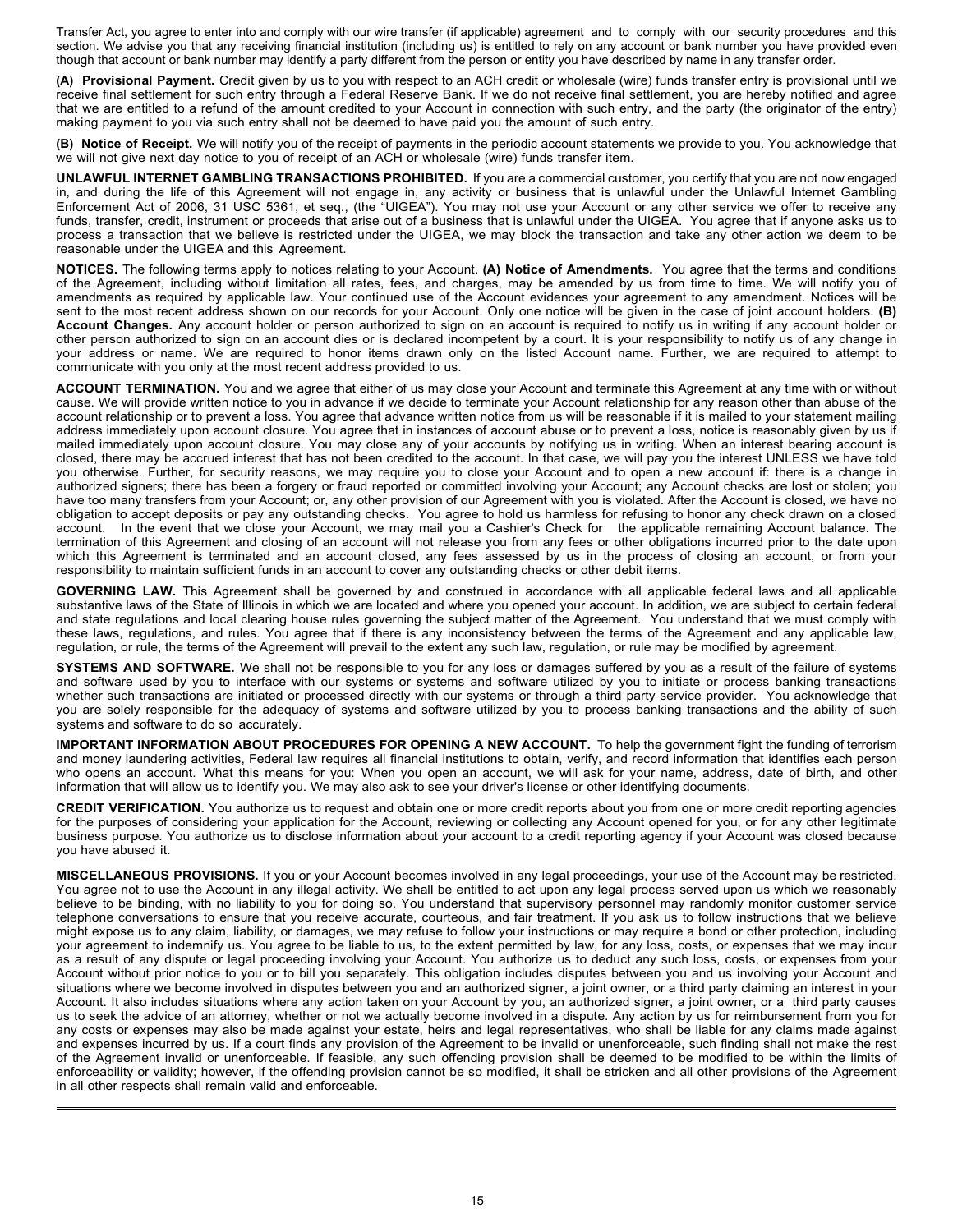Transfer Act, you agree to enter into and comply with our wire transfer (if applicable) agreement and to comply with our security procedures and this section. We advise you that any receiving financial institution (including us) is entitled to rely on any account or bank number you have provided even though that account or bank number may identify a party different from the person or entity you have described by name in any transfer order.

**(A) Provisional Payment.** Credit given by us to you with respect to an ACH credit or wholesale (wire) funds transfer entry is provisional until we receive final settlement for such entry through a Federal Reserve Bank. If we do not receive final settlement, you are hereby notified and agree that we are entitled to a refund of the amount credited to your Account in connection with such entry, and the party (the originator of the entry) making payment to you via such entry shall not be deemed to have paid you the amount of such entry.

**(B) Notice of Receipt.** We will notify you of the receipt of payments in the periodic account statements we provide to you. You acknowledge that we will not give next day notice to you of receipt of an ACH or wholesale (wire) funds transfer item.

**UNLAWFUL INTERNET GAMBLING TRANSACTIONS PROHIBITED.** If you are a commercial customer, you certify that you are not now engaged in, and during the life of this Agreement will not engage in, any activity or business that is unlawful under the Unlawful Internet Gambling Enforcement Act of 2006, 31 USC 5361, et seq., (the "UIGEA"). You may not use your Account or any other service we offer to receive any funds, transfer, credit, instrument or proceeds that arise out of a business that is unlawful under the UIGEA. You agree that if anyone asks us to process a transaction that we believe is restricted under the UIGEA, we may block the transaction and take any other action we deem to be reasonable under the UIGEA and this Agreement.

**NOTICES.** The following terms apply to notices relating to your Account. **(A) Notice of Amendments.** You agree that the terms and conditions of the Agreement, including without limitation all rates, fees, and charges, may be amended by us from time to time. We will notify you of amendments as required by applicable law. Your continued use of the Account evidences your agreement to any amendment. Notices will be sent to the most recent address shown on our records for your Account. Only one notice will be given in the case of joint account holders. **(B) Account Changes.** Any account holder or person authorized to sign on an account is required to notify us in writing if any account holder or other person authorized to sign on an account dies or is declared incompetent by a court. It is your responsibility to notify us of any change in your address or name. We are required to honor items drawn only on the listed Account name. Further, we are required to attempt to communicate with you only at the most recent address provided to us.

**ACCOUNT TERMINATION.** You and we agree that either of us may close your Account and terminate this Agreement at any time with or without cause. We will provide written notice to you in advance if we decide to terminate your Account relationship for any reason other than abuse of the account relationship or to prevent a loss. You agree that advance written notice from us will be reasonable if it is mailed to your statement mailing address immediately upon account closure. You agree that in instances of account abuse or to prevent a loss, notice is reasonably given by us if mailed immediately upon account closure. You may close any of your accounts by notifying us in writing. When an interest bearing account is closed, there may be accrued interest that has not been credited to the account. In that case, we will pay you the interest UNLESS we have told you otherwise. Further, for security reasons, we may require you to close your Account and to open a new account if: there is a change in authorized signers; there has been a forgery or fraud reported or committed involving your Account; any Account checks are lost or stolen; you have too many transfers from your Account; or, any other provision of our Agreement with you is violated. After the Account is closed, we have no obligation to accept deposits or pay any outstanding checks. You agree to hold us harmless for refusing to honor any check drawn on a closed account. In the event that we close your Account, we may mail you a Cashier's Check for the applicable remaining Account balance. The termination of this Agreement and closing of an account will not release you from any fees or other obligations incurred prior to the date upon which this Agreement is terminated and an account closed, any fees assessed by us in the process of closing an account, or from your responsibility to maintain sufficient funds in an account to cover any outstanding checks or other debit items.

**GOVERNING LAW.** This Agreement shall be governed by and construed in accordance with all applicable federal laws and all applicable substantive laws of the State of Illinois in which we are located and where you opened your account. In addition, we are subject to certain federal and state regulations and local clearing house rules governing the subject matter of the Agreement. You understand that we must comply with these laws, regulations, and rules. You agree that if there is any inconsistency between the terms of the Agreement and any applicable law, regulation, or rule, the terms of the Agreement will prevail to the extent any such law, regulation, or rule may be modified by agreement.

**SYSTEMS AND SOFTWARE.** We shall not be responsible to you for any loss or damages suffered by you as a result of the failure of systems and software used by you to interface with our systems or systems and software utilized by you to initiate or process banking transactions whether such transactions are initiated or processed directly with our systems or through a third party service provider. You acknowledge that you are solely responsible for the adequacy of systems and software utilized by you to process banking transactions and the ability of such systems and software to do so accurately.

**IMPORTANT INFORMATION ABOUT PROCEDURES FOR OPENING A NEW ACCOUNT.** To help the government fight the funding of terrorism and money laundering activities, Federal law requires all financial institutions to obtain, verify, and record information that identifies each person who opens an account. What this means for you: When you open an account, we will ask for your name, address, date of birth, and other information that will allow us to identify you. We may also ask to see your driver's license or other identifying documents.

**CREDIT VERIFICATION.** You authorize us to request and obtain one or more credit reports about you from one or more credit reporting agencies for the purposes of considering your application for the Account, reviewing or collecting any Account opened for you, or for any other legitimate business purpose. You authorize us to disclose information about your account to a credit reporting agency if your Account was closed because you have abused it.

**MISCELLANEOUS PROVISIONS.** If you or your Account becomes involved in any legal proceedings, your use of the Account may be restricted. You agree not to use the Account in any illegal activity. We shall be entitled to act upon any legal process served upon us which we reasonably believe to be binding, with no liability to you for doing so. You understand that supervisory personnel may randomly monitor customer service telephone conversations to ensure that you receive accurate, courteous, and fair treatment. If you ask us to follow instructions that we believe might expose us to any claim, liability, or damages, we may refuse to follow your instructions or may require a bond or other protection, including your agreement to indemnify us. You agree to be liable to us, to the extent permitted by law, for any loss, costs, or expenses that we may incur as a result of any dispute or legal proceeding involving your Account. You authorize us to deduct any such loss, costs, or expenses from your Account without prior notice to you or to bill you separately. This obligation includes disputes between you and us involving your Account and situations where we become involved in disputes between you and an authorized signer, a joint owner, or a third party claiming an interest in your Account. It also includes situations where any action taken on your Account by you, an authorized signer, a joint owner, or a third party causes us to seek the advice of an attorney, whether or not we actually become involved in a dispute. Any action by us for reimbursement from you for any costs or expenses may also be made against your estate, heirs and legal representatives, who shall be liable for any claims made against and expenses incurred by us. If a court finds any provision of the Agreement to be invalid or unenforceable, such finding shall not make the rest of the Agreement invalid or unenforceable. If feasible, any such offending provision shall be deemed to be modified to be within the limits of enforceability or validity; however, if the offending provision cannot be so modified, it shall be stricken and all other provisions of the Agreement in all other respects shall remain valid and enforceable.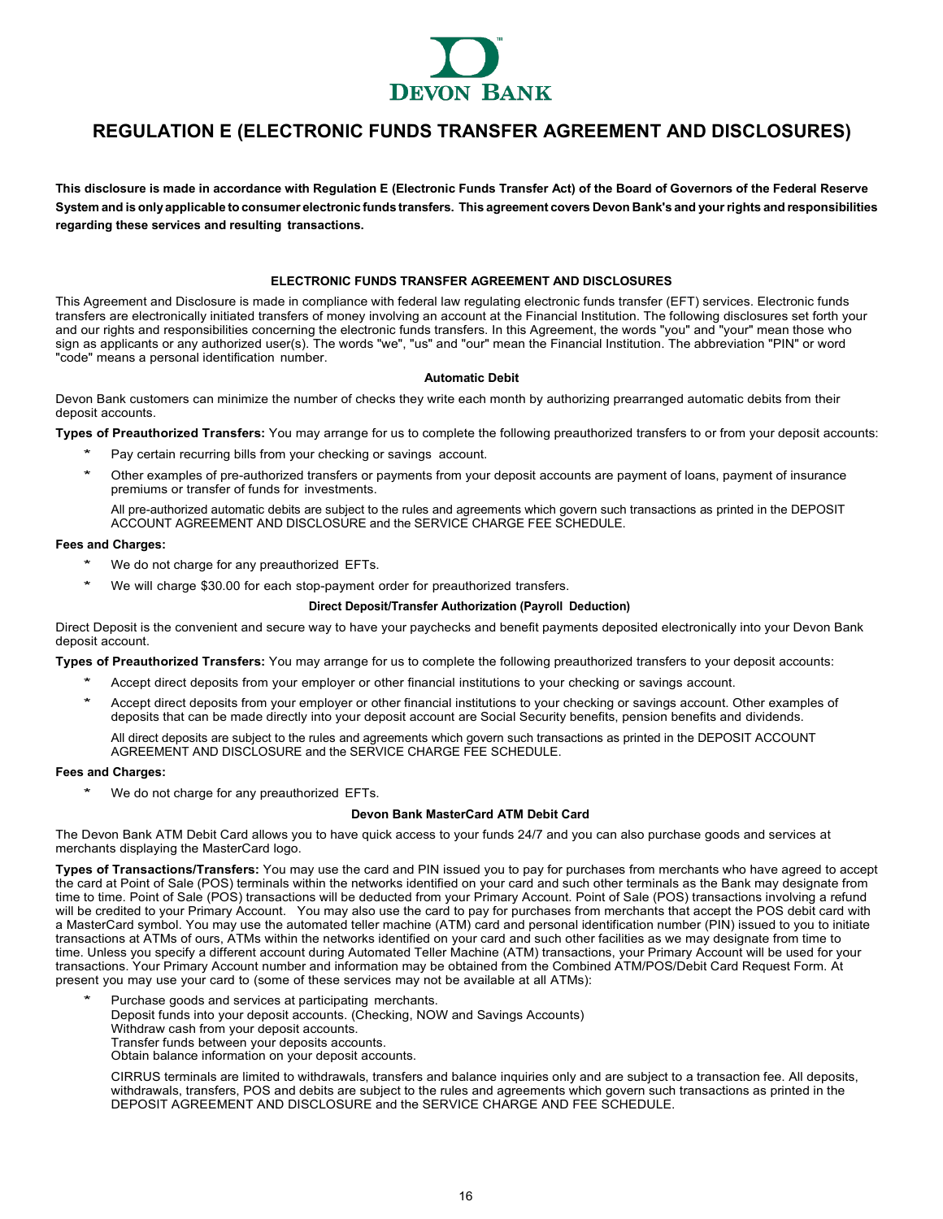DEVON BANK

# REGULATION E (ELECTRONIC FUNDS TRANSFER AGREEMENT AND DISCLOSURES)

**This disclosure is made in accordance with Regulation E (Electronic Funds Transfer Act) of the Board of Governors of the Federal Reserve System and is only applicable to consumer electronic funds transfers. This agreement covers Devon Bank's and your rights and responsibilities regarding these services and resulting transactions.**

## ELECTRONIC FUNDS TRANSFER AGREEMENT AND DISCLOSURES

This Agreement and Disclosure is made in compliance with federal law regulating electronic funds transfer (EFT) services. Electronic funds transfers are electronically initiated transfers of money involving an account at the Financial Institution. The following disclosures set forth your and our rights and responsibilities concerning the electronic funds transfers. In this Agreement, the words "you" and "your" mean those who sign as applicants or any authorized user(s). The words "we", "us" and "our" mean the Financial Institution. The abbreviation "PIN" or word "code" means a personal identification number.

### Automatic Debit

Devon Bank customers can minimize the number of checks they write each month by authorizing prearranged automatic debits from their deposit accounts.

**Types of Preauthorized Transfers:** You may arrange for us to complete the following preauthorized transfers to or from your deposit accounts:

* Pay certain recurring bills from your checking or savings account.
* Other examples of pre-authorized transfers or payments from your deposit accounts are payment of loans, payment of insurance premiums or transfer of funds for investments.

  All pre-authorized automatic debits are subject to the rules and agreements which govern such transactions as printed in the DEPOSIT ACCOUNT AGREEMENT AND DISCLOSURE and the SERVICE CHARGE FEE SCHEDULE.

**Fees and Charges:**

* We do not charge for any preauthorized EFTs.
* We will charge $30.00 for each stop-payment order for preauthorized transfers.

### Direct Deposit/Transfer Authorization (Payroll Deduction)

Direct Deposit is the convenient and secure way to have your paychecks and benefit payments deposited electronically into your Devon Bank deposit account.

**Types of Preauthorized Transfers:** You may arrange for us to complete the following preauthorized transfers to your deposit accounts:

* Accept direct deposits from your employer or other financial institutions to your checking or savings account.
* Accept direct deposits from your employer or other financial institutions to your checking or savings account. Other examples of deposits that can be made directly into your deposit account are Social Security benefits, pension benefits and dividends.

  All direct deposits are subject to the rules and agreements which govern such transactions as printed in the DEPOSIT ACCOUNT AGREEMENT AND DISCLOSURE and the SERVICE CHARGE FEE SCHEDULE.

**Fees and Charges:**

* We do not charge for any preauthorized EFTs.

### Devon Bank MasterCard ATM Debit Card

The Devon Bank ATM Debit Card allows you to have quick access to your funds 24/7 and you can also purchase goods and services at merchants displaying the MasterCard logo.

**Types of Transactions/Transfers:** You may use the card and PIN issued you to pay for purchases from merchants who have agreed to accept the card at Point of Sale (POS) terminals within the networks identified on your card and such other terminals as the Bank may designate from time to time. Point of Sale (POS) transactions will be deducted from your Primary Account. Point of Sale (POS) transactions involving a refund will be credited to your Primary Account. You may also use the card to pay for purchases from merchants that accept the POS debit card with a MasterCard symbol. You may use the automated teller machine (ATM) card and personal identification number (PIN) issued to you to initiate transactions at ATMs of ours, ATMs within the networks identified on your card and such other facilities as we may designate from time to time. Unless you specify a different account during Automated Teller Machine (ATM) transactions, your Primary Account will be used for your transactions. Your Primary Account number and information may be obtained from the Combined ATM/POS/Debit Card Request Form. At present you may use your card to (some of these services may not be available at all ATMs):

* Purchase goods and services at participating merchants.
  Deposit funds into your deposit accounts. (Checking, NOW and Savings Accounts)
  Withdraw cash from your deposit accounts.
  Transfer funds between your deposits accounts.
  Obtain balance information on your deposit accounts.

  CIRRUS terminals are limited to withdrawals, transfers and balance inquiries only and are subject to a transaction fee. All deposits, withdrawals, transfers, POS and debits are subject to the rules and agreements which govern such transactions as printed in the DEPOSIT AGREEMENT AND DISCLOSURE and the SERVICE CHARGE AND FEE SCHEDULE.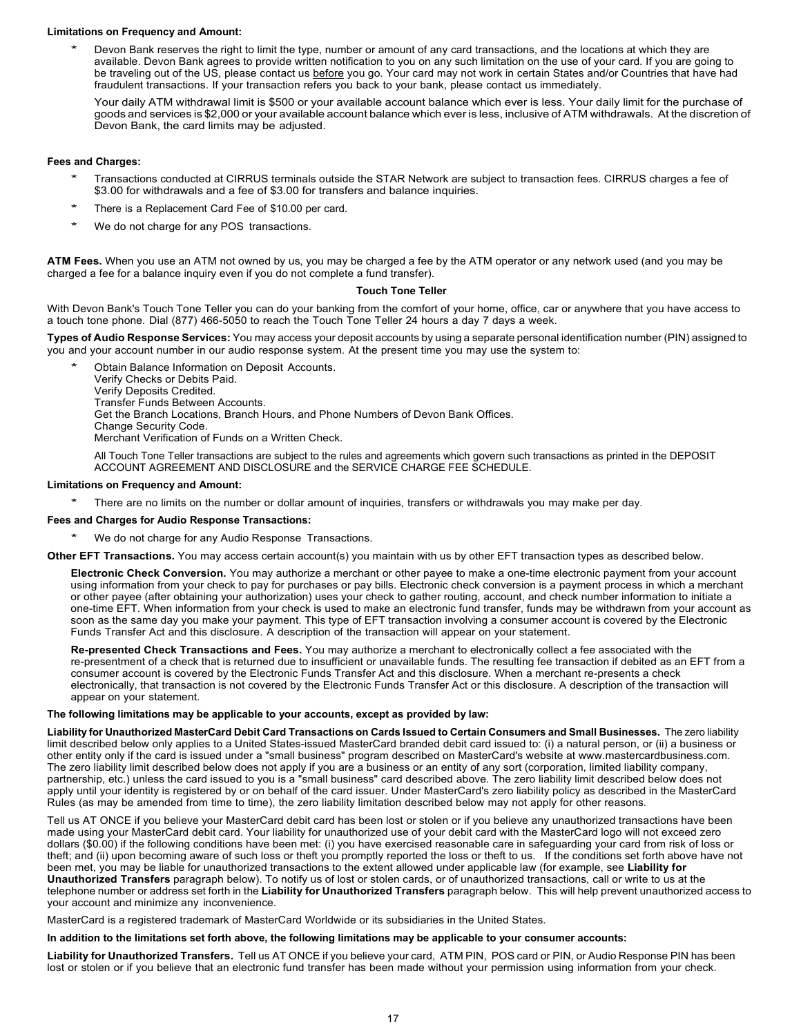**Limitations on Frequency and Amount:**

* Devon Bank reserves the right to limit the type, number or amount of any card transactions, and the locations at which they are available. Devon Bank agrees to provide written notification to you on any such limitation on the use of your card. If you are going to be traveling out of the US, please contact us before you go. Your card may not work in certain States and/or Countries that have had fraudulent transactions. If your transaction refers you back to your bank, please contact us immediately.

  Your daily ATM withdrawal limit is $500 or your available account balance which ever is less. Your daily limit for the purchase of goods and services is $2,000 or your available account balance which ever is less, inclusive of ATM withdrawals. At the discretion of Devon Bank, the card limits may be adjusted.

**Fees and Charges:**

* Transactions conducted at CIRRUS terminals outside the STAR Network are subject to transaction fees. CIRRUS charges a fee of $3.00 for withdrawals and a fee of $3.00 for transfers and balance inquiries.
* There is a Replacement Card Fee of $10.00 per card.
* We do not charge for any POS transactions.

**ATM Fees.** When you use an ATM not owned by us, you may be charged a fee by the ATM operator or any network used (and you may be charged a fee for a balance inquiry even if you do not complete a fund transfer).

**Touch Tone Teller**

With Devon Bank's Touch Tone Teller you can do your banking from the comfort of your home, office, car or anywhere that you have access to a touch tone phone. Dial (877) 466-5050 to reach the Touch Tone Teller 24 hours a day 7 days a week.

**Types of Audio Response Services:** You may access your deposit accounts by using a separate personal identification number (PIN) assigned to you and your account number in our audio response system. At the present time you may use the system to:

* Obtain Balance Information on Deposit Accounts.
  Verify Checks or Debits Paid.
  Verify Deposits Credited.
  Transfer Funds Between Accounts.
  Get the Branch Locations, Branch Hours, and Phone Numbers of Devon Bank Offices.
  Change Security Code.
  Merchant Verification of Funds on a Written Check.

  All Touch Tone Teller transactions are subject to the rules and agreements which govern such transactions as printed in the DEPOSIT ACCOUNT AGREEMENT AND DISCLOSURE and the SERVICE CHARGE FEE SCHEDULE.

**Limitations on Frequency and Amount:**

* There are no limits on the number or dollar amount of inquiries, transfers or withdrawals you may make per day.

**Fees and Charges for Audio Response Transactions:**

* We do not charge for any Audio Response Transactions.

**Other EFT Transactions.** You may access certain account(s) you maintain with us by other EFT transaction types as described below.

**Electronic Check Conversion.** You may authorize a merchant or other payee to make a one-time electronic payment from your account using information from your check to pay for purchases or pay bills. Electronic check conversion is a payment process in which a merchant or other payee (after obtaining your authorization) uses your check to gather routing, account, and check number information to initiate a one-time EFT. When information from your check is used to make an electronic fund transfer, funds may be withdrawn from your account as soon as the same day you make your payment. This type of EFT transaction involving a consumer account is covered by the Electronic Funds Transfer Act and this disclosure. A description of the transaction will appear on your statement.

**Re-presented Check Transactions and Fees.** You may authorize a merchant to electronically collect a fee associated with the re-presentment of a check that is returned due to insufficient or unavailable funds. The resulting fee transaction if debited as an EFT from a consumer account is covered by the Electronic Funds Transfer Act and this disclosure. When a merchant re-presents a check electronically, that transaction is not covered by the Electronic Funds Transfer Act or this disclosure. A description of the transaction will appear on your statement.

**The following limitations may be applicable to your accounts, except as provided by law:**

**Liability for Unauthorized MasterCard Debit Card Transactions on Cards Issued to Certain Consumers and Small Businesses.** The zero liability limit described below only applies to a United States-issued MasterCard branded debit card issued to: (i) a natural person, or (ii) a business or other entity only if the card is issued under a "small business" program described on MasterCard's website at www.mastercardbusiness.com. The zero liability limit described below does not apply if you are a business or an entity of any sort (corporation, limited liability company, partnership, etc.) unless the card issued to you is a "small business" card described above. The zero liability limit described below does not apply until your identity is registered by or on behalf of the card issuer. Under MasterCard's zero liability policy as described in the MasterCard Rules (as may be amended from time to time), the zero liability limitation described below may not apply for other reasons.

Tell us AT ONCE if you believe your MasterCard debit card has been lost or stolen or if you believe any unauthorized transactions have been made using your MasterCard debit card. Your liability for unauthorized use of your debit card with the MasterCard logo will not exceed zero dollars ($0.00) if the following conditions have been met: (i) you have exercised reasonable care in safeguarding your card from risk of loss or theft; and (ii) upon becoming aware of such loss or theft you promptly reported the loss or theft to us. If the conditions set forth above have not been met, you may be liable for unauthorized transactions to the extent allowed under applicable law (for example, see **Liability for Unauthorized Transfers** paragraph below). To notify us of lost or stolen cards, or of unauthorized transactions, call or write to us at the telephone number or address set forth in the **Liability for Unauthorized Transfers** paragraph below. This will help prevent unauthorized access to your account and minimize any inconvenience.

MasterCard is a registered trademark of MasterCard Worldwide or its subsidiaries in the United States.

**In addition to the limitations set forth above, the following limitations may be applicable to your consumer accounts:**

**Liability for Unauthorized Transfers.** Tell us AT ONCE if you believe your card, ATM PIN, POS card or PIN, or Audio Response PIN has been lost or stolen or if you believe that an electronic fund transfer has been made without your permission using information from your check.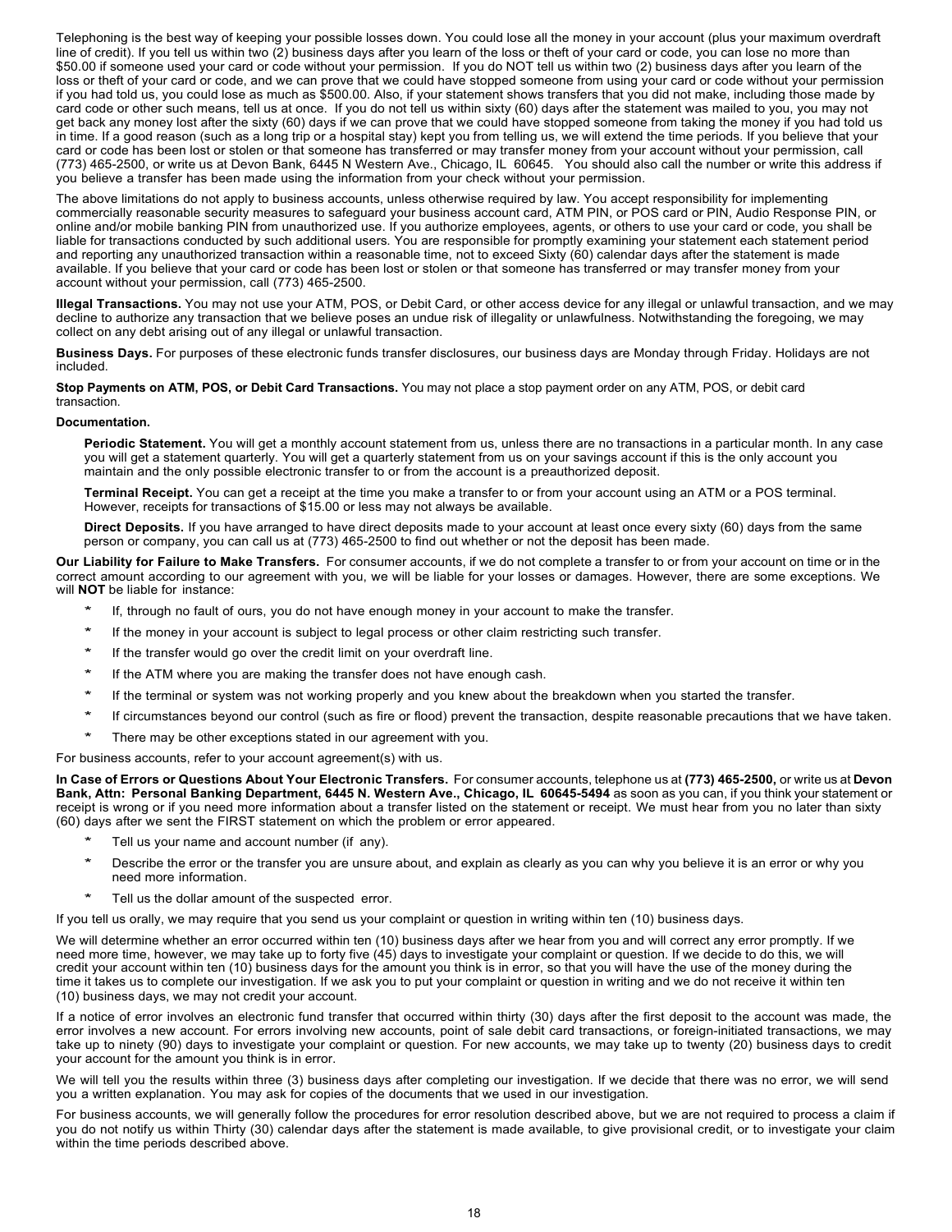Telephoning is the best way of keeping your possible losses down. You could lose all the money in your account (plus your maximum overdraft line of credit). If you tell us within two (2) business days after you learn of the loss or theft of your card or code, you can lose no more than $50.00 if someone used your card or code without your permission. If you do NOT tell us within two (2) business days after you learn of the loss or theft of your card or code, and we can prove that we could have stopped someone from using your card or code without your permission if you had told us, you could lose as much as $500.00. Also, if your statement shows transfers that you did not make, including those made by card code or other such means, tell us at once. If you do not tell us within sixty (60) days after the statement was mailed to you, you may not get back any money lost after the sixty (60) days if we can prove that we could have stopped someone from taking the money if you had told us in time. If a good reason (such as a long trip or a hospital stay) kept you from telling us, we will extend the time periods. If you believe that your card or code has been lost or stolen or that someone has transferred or may transfer money from your account without your permission, call (773) 465-2500, or write us at Devon Bank, 6445 N Western Ave., Chicago, IL 60645. You should also call the number or write this address if you believe a transfer has been made using the information from your check without your permission.

The above limitations do not apply to business accounts, unless otherwise required by law. You accept responsibility for implementing commercially reasonable security measures to safeguard your business account card, ATM PIN, or POS card or PIN, Audio Response PIN, or online and/or mobile banking PIN from unauthorized use. If you authorize employees, agents, or others to use your card or code, you shall be liable for transactions conducted by such additional users. You are responsible for promptly examining your statement each statement period and reporting any unauthorized transaction within a reasonable time, not to exceed Sixty (60) calendar days after the statement is made available. If you believe that your card or code has been lost or stolen or that someone has transferred or may transfer money from your account without your permission, call (773) 465-2500.

**Illegal Transactions.** You may not use your ATM, POS, or Debit Card, or other access device for any illegal or unlawful transaction, and we may decline to authorize any transaction that we believe poses an undue risk of illegality or unlawfulness. Notwithstanding the foregoing, we may collect on any debt arising out of any illegal or unlawful transaction.

**Business Days.** For purposes of these electronic funds transfer disclosures, our business days are Monday through Friday. Holidays are not included.

**Stop Payments on ATM, POS, or Debit Card Transactions.** You may not place a stop payment order on any ATM, POS, or debit card transaction.

**Documentation.**

**Periodic Statement.** You will get a monthly account statement from us, unless there are no transactions in a particular month. In any case you will get a statement quarterly. You will get a quarterly statement from us on your savings account if this is the only account you maintain and the only possible electronic transfer to or from the account is a preauthorized deposit.

**Terminal Receipt.** You can get a receipt at the time you make a transfer to or from your account using an ATM or a POS terminal. However, receipts for transactions of $15.00 or less may not always be available.

**Direct Deposits.** If you have arranged to have direct deposits made to your account at least once every sixty (60) days from the same person or company, you can call us at (773) 465-2500 to find out whether or not the deposit has been made.

***Our Liability for Failure to Make Transfers.*** For consumer accounts, if we do not complete a transfer to or from your account on time or in the correct amount according to our agreement with you, we will be liable for your losses or damages. However, there are some exceptions. We will **NOT** be liable for instance:

- If, through no fault of ours, you do not have enough money in your account to make the transfer.
- If the money in your account is subject to legal process or other claim restricting such transfer.
- If the transfer would go over the credit limit on your overdraft line.
- If the ATM where you are making the transfer does not have enough cash.
- If the terminal or system was not working properly and you knew about the breakdown when you started the transfer.
- If circumstances beyond our control (such as fire or flood) prevent the transaction, despite reasonable precautions that we have taken.
- There may be other exceptions stated in our agreement with you.

For business accounts, refer to your account agreement(s) with us.

**In Case of Errors or Questions About Your Electronic Transfers.** For consumer accounts, telephone us at **(773) 465-2500,** or write us at **Devon Bank, Attn: Personal Banking Department, 6445 N. Western Ave., Chicago, IL 60645-5494** as soon as you can, if you think your statement or receipt is wrong or if you need more information about a transfer listed on the statement or receipt. We must hear from you no later than sixty (60) days after we sent the FIRST statement on which the problem or error appeared.

- Tell us your name and account number (if any).
- Describe the error or the transfer you are unsure about, and explain as clearly as you can why you believe it is an error or why you need more information.
- Tell us the dollar amount of the suspected error.

If you tell us orally, we may require that you send us your complaint or question in writing within ten (10) business days.

We will determine whether an error occurred within ten (10) business days after we hear from you and will correct any error promptly. If we need more time, however, we may take up to forty five (45) days to investigate your complaint or question. If we decide to do this, we will credit your account within ten (10) business days for the amount you think is in error, so that you will have the use of the money during the time it takes us to complete our investigation. If we ask you to put your complaint or question in writing and we do not receive it within ten (10) business days, we may not credit your account.

If a notice of error involves an electronic fund transfer that occurred within thirty (30) days after the first deposit to the account was made, the error involves a new account. For errors involving new accounts, point of sale debit card transactions, or foreign-initiated transactions, we may take up to ninety (90) days to investigate your complaint or question. For new accounts, we may take up to twenty (20) business days to credit your account for the amount you think is in error.

We will tell you the results within three (3) business days after completing our investigation. If we decide that there was no error, we will send you a written explanation. You may ask for copies of the documents that we used in our investigation.

For business accounts, we will generally follow the procedures for error resolution described above, but we are not required to process a claim if you do not notify us within Thirty (30) calendar days after the statement is made available, to give provisional credit, or to investigate your claim within the time periods described above.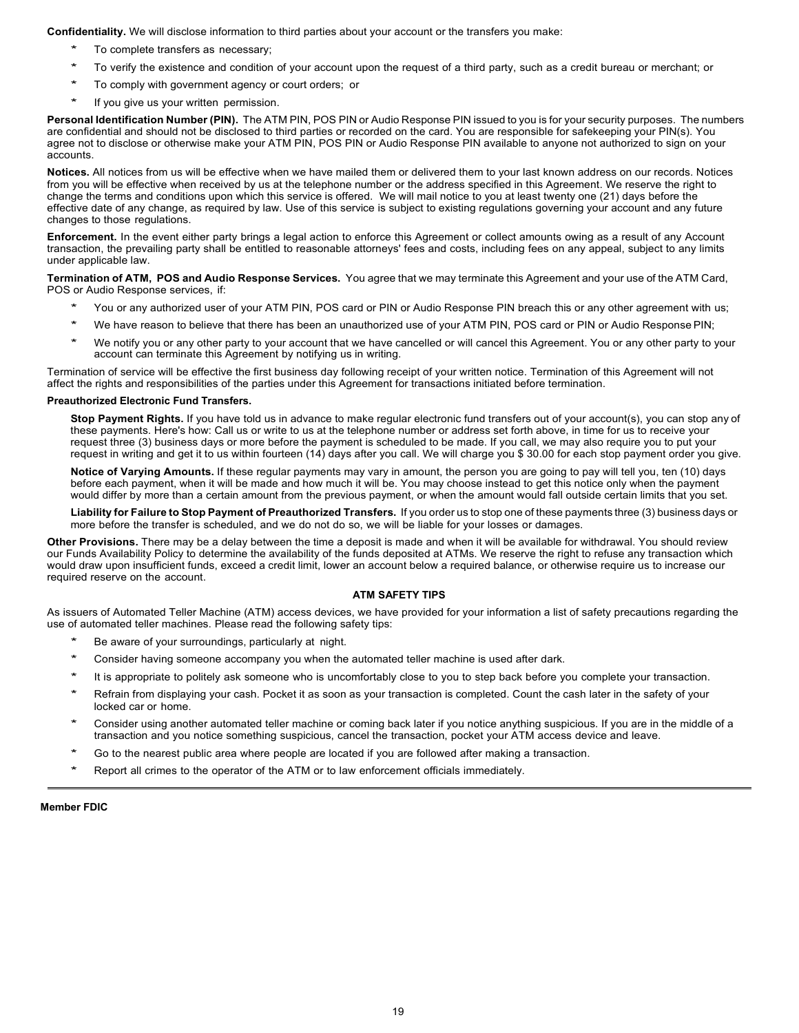**Confidentiality.** We will disclose information to third parties about your account or the transfers you make:

* To complete transfers as necessary;
* To verify the existence and condition of your account upon the request of a third party, such as a credit bureau or merchant; or
* To comply with government agency or court orders; or
* If you give us your written permission.

**Personal Identification Number (PIN).** The ATM PIN, POS PIN or Audio Response PIN issued to you is for your security purposes. The numbers are confidential and should not be disclosed to third parties or recorded on the card. You are responsible for safekeeping your PIN(s). You agree not to disclose or otherwise make your ATM PIN, POS PIN or Audio Response PIN available to anyone not authorized to sign on your accounts.

**Notices.** All notices from us will be effective when we have mailed them or delivered them to your last known address on our records. Notices from you will be effective when received by us at the telephone number or the address specified in this Agreement. We reserve the right to change the terms and conditions upon which this service is offered. We will mail notice to you at least twenty one (21) days before the effective date of any change, as required by law. Use of this service is subject to existing regulations governing your account and any future changes to those regulations.

**Enforcement.** In the event either party brings a legal action to enforce this Agreement or collect amounts owing as a result of any Account transaction, the prevailing party shall be entitled to reasonable attorneys' fees and costs, including fees on any appeal, subject to any limits under applicable law.

**Termination of ATM, POS and Audio Response Services.** You agree that we may terminate this Agreement and your use of the ATM Card, POS or Audio Response services, if:

* You or any authorized user of your ATM PIN, POS card or PIN or Audio Response PIN breach this or any other agreement with us;
* We have reason to believe that there has been an unauthorized use of your ATM PIN, POS card or PIN or Audio Response PIN;
* We notify you or any other party to your account that we have cancelled or will cancel this Agreement. You or any other party to your account can terminate this Agreement by notifying us in writing.

Termination of service will be effective the first business day following receipt of your written notice. Termination of this Agreement will not affect the rights and responsibilities of the parties under this Agreement for transactions initiated before termination.

**Preauthorized Electronic Fund Transfers.**

**Stop Payment Rights.** If you have told us in advance to make regular electronic fund transfers out of your account(s), you can stop any of these payments. Here's how: Call us or write to us at the telephone number or address set forth above, in time for us to receive your request three (3) business days or more before the payment is scheduled to be made. If you call, we may also require you to put your request in writing and get it to us within fourteen (14) days after you call. We will charge you $ 30.00 for each stop payment order you give.

**Notice of Varying Amounts.** If these regular payments may vary in amount, the person you are going to pay will tell you, ten (10) days before each payment, when it will be made and how much it will be. You may choose instead to get this notice only when the payment would differ by more than a certain amount from the previous payment, or when the amount would fall outside certain limits that you set.

**Liability for Failure to Stop Payment of Preauthorized Transfers.** If you order us to stop one of these payments three (3) business days or more before the transfer is scheduled, and we do not do so, we will be liable for your losses or damages.

**Other Provisions.** There may be a delay between the time a deposit is made and when it will be available for withdrawal. You should review our Funds Availability Policy to determine the availability of the funds deposited at ATMs. We reserve the right to refuse any transaction which would draw upon insufficient funds, exceed a credit limit, lower an account below a required balance, or otherwise require us to increase our required reserve on the account.

## ATM SAFETY TIPS

As issuers of Automated Teller Machine (ATM) access devices, we have provided for your information a list of safety precautions regarding the use of automated teller machines. Please read the following safety tips:

* Be aware of your surroundings, particularly at night.
* Consider having someone accompany you when the automated teller machine is used after dark.
* It is appropriate to politely ask someone who is uncomfortably close to you to step back before you complete your transaction.
* Refrain from displaying your cash. Pocket it as soon as your transaction is completed. Count the cash later in the safety of your locked car or home.
* Consider using another automated teller machine or coming back later if you notice anything suspicious. If you are in the middle of a transaction and you notice something suspicious, cancel the transaction, pocket your ATM access device and leave.
* Go to the nearest public area where people are located if you are followed after making a transaction.
* Report all crimes to the operator of the ATM or to law enforcement officials immediately.

---

**Member FDIC**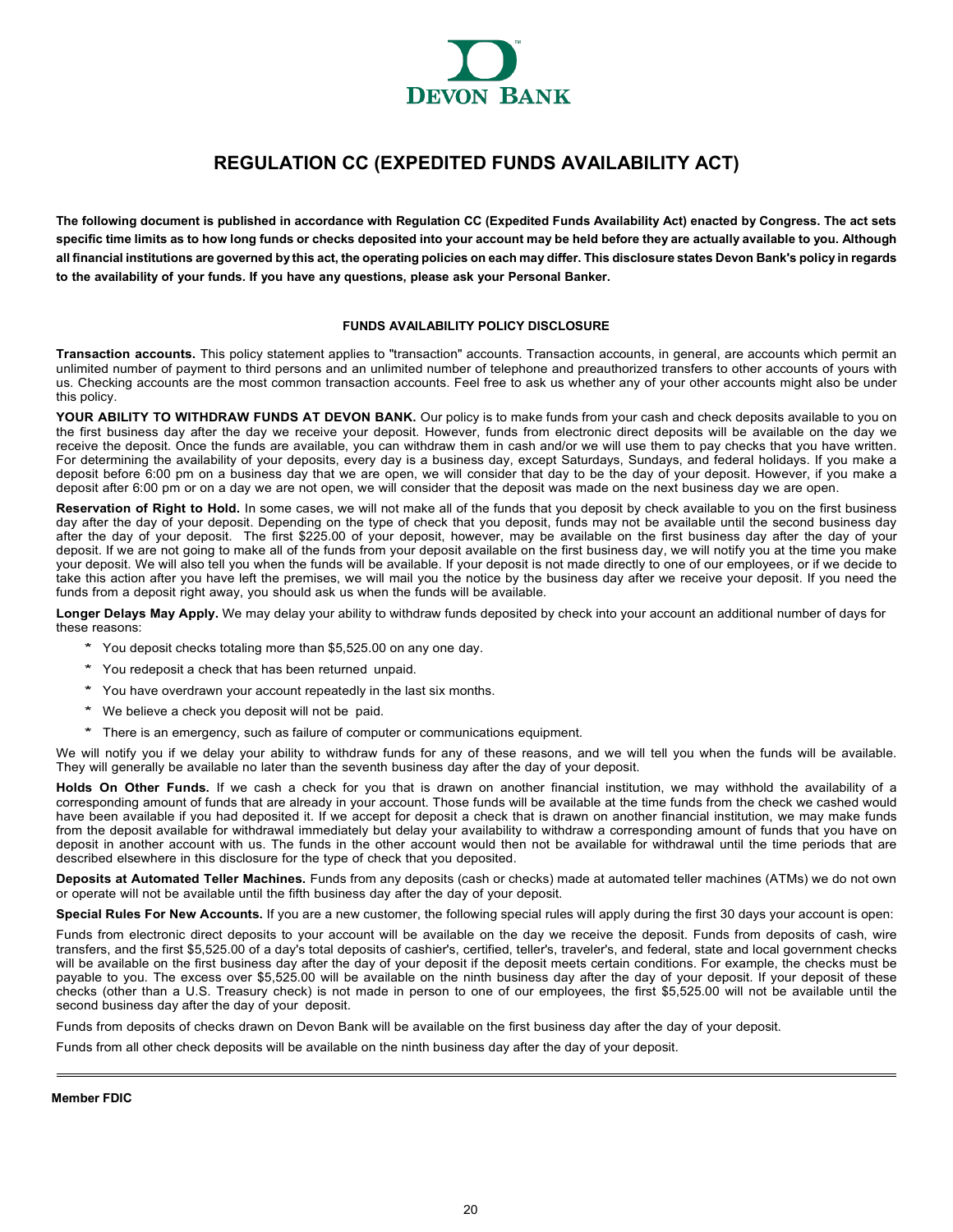DEVON BANK

# REGULATION CC (EXPEDITED FUNDS AVAILABILITY ACT)

**The following document is published in accordance with Regulation CC (Expedited Funds Availability Act) enacted by Congress. The act sets specific time limits as to how long funds or checks deposited into your account may be held before they are actually available to you. Although all financial institutions are governed by this act, the operating policies on each may differ. This disclosure states Devon Bank's policy in regards to the availability of your funds. If you have any questions, please ask your Personal Banker.**

## FUNDS AVAILABILITY POLICY DISCLOSURE

**Transaction accounts.** This policy statement applies to "transaction" accounts. Transaction accounts, in general, are accounts which permit an unlimited number of payment to third persons and an unlimited number of telephone and preauthorized transfers to other accounts of yours with us. Checking accounts are the most common transaction accounts. Feel free to ask us whether any of your other accounts might also be under this policy.

**YOUR ABILITY TO WITHDRAW FUNDS AT DEVON BANK.** Our policy is to make funds from your cash and check deposits available to you on the first business day after the day we receive your deposit. However, funds from electronic direct deposits will be available on the day we receive the deposit. Once the funds are available, you can withdraw them in cash and/or we will use them to pay checks that you have written. For determining the availability of your deposits, every day is a business day, except Saturdays, Sundays, and federal holidays. If you make a deposit before 6:00 pm on a business day that we are open, we will consider that day to be the day of your deposit. However, if you make a deposit after 6:00 pm or on a day we are not open, we will consider that the deposit was made on the next business day we are open.

**Reservation of Right to Hold.** In some cases, we will not make all of the funds that you deposit by check available to you on the first business day after the day of your deposit. Depending on the type of check that you deposit, funds may not be available until the second business day after the day of your deposit. The first $225.00 of your deposit, however, may be available on the first business day after the day of your deposit. If we are not going to make all of the funds from your deposit available on the first business day, we will notify you at the time you make your deposit. We will also tell you when the funds will be available. If your deposit is not made directly to one of our employees, or if we decide to take this action after you have left the premises, we will mail you the notice by the business day after we receive your deposit. If you need the funds from a deposit right away, you should ask us when the funds will be available.

**Longer Delays May Apply.** We may delay your ability to withdraw funds deposited by check into your account an additional number of days for these reasons:

- You deposit checks totaling more than $5,525.00 on any one day.
- You redeposit a check that has been returned unpaid.
- You have overdrawn your account repeatedly in the last six months.
- We believe a check you deposit will not be paid.
- There is an emergency, such as failure of computer or communications equipment.

We will notify you if we delay your ability to withdraw funds for any of these reasons, and we will tell you when the funds will be available. They will generally be available no later than the seventh business day after the day of your deposit.

**Holds On Other Funds.** If we cash a check for you that is drawn on another financial institution, we may withhold the availability of a corresponding amount of funds that are already in your account. Those funds will be available at the time funds from the check we cashed would have been available if you had deposited it. If we accept for deposit a check that is drawn on another financial institution, we may make funds from the deposit available for withdrawal immediately but delay your availability to withdraw a corresponding amount of funds that you have on deposit in another account with us. The funds in the other account would then not be available for withdrawal until the time periods that are described elsewhere in this disclosure for the type of check that you deposited.

**Deposits at Automated Teller Machines.** Funds from any deposits (cash or checks) made at automated teller machines (ATMs) we do not own or operate will not be available until the fifth business day after the day of your deposit.

**Special Rules For New Accounts.** If you are a new customer, the following special rules will apply during the first 30 days your account is open:

Funds from electronic direct deposits to your account will be available on the day we receive the deposit. Funds from deposits of cash, wire transfers, and the first $5,525.00 of a day's total deposits of cashier's, certified, teller's, traveler's, and federal, state and local government checks will be available on the first business day after the day of your deposit if the deposit meets certain conditions. For example, the checks must be payable to you. The excess over $5,525.00 will be available on the ninth business day after the day of your deposit. If your deposit of these checks (other than a U.S. Treasury check) is not made in person to one of our employees, the first $5,525.00 will not be available until the second business day after the day of your deposit.

Funds from deposits of checks drawn on Devon Bank will be available on the first business day after the day of your deposit.

Funds from all other check deposits will be available on the ninth business day after the day of your deposit.

---

**Member FDIC**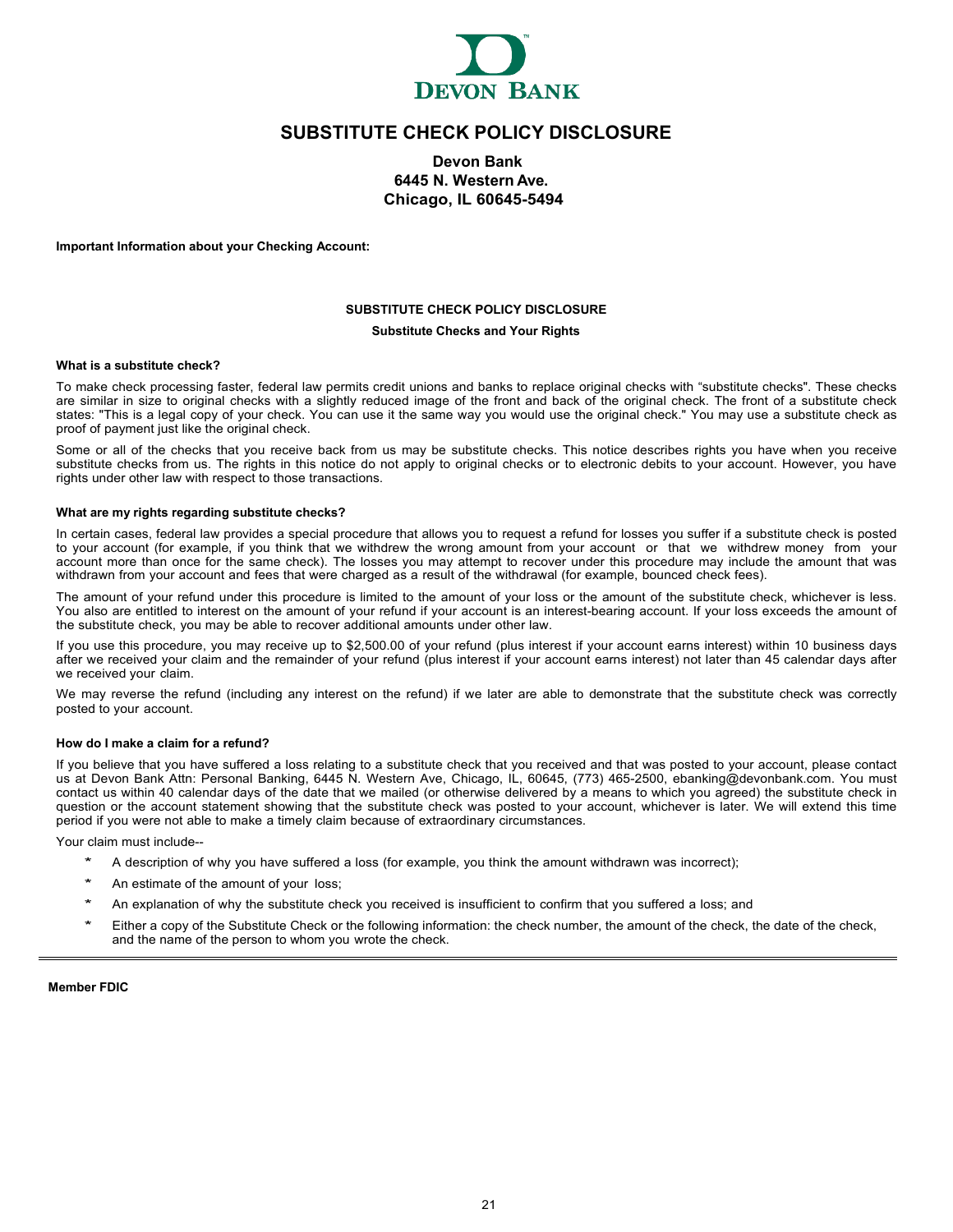# SUBSTITUTE CHECK POLICY DISCLOSURE

**Devon Bank**
**6445 N. Western Ave.**
**Chicago, IL 60645-5494**

**Important Information about your Checking Account:**

## SUBSTITUTE CHECK POLICY DISCLOSURE

### Substitute Checks and Your Rights

**What is a substitute check?**

To make check processing faster, federal law permits credit unions and banks to replace original checks with "substitute checks". These checks are similar in size to original checks with a slightly reduced image of the front and back of the original check. The front of a substitute check states: "This is a legal copy of your check. You can use it the same way you would use the original check." You may use a substitute check as proof of payment just like the original check.

Some or all of the checks that you receive back from us may be substitute checks. This notice describes rights you have when you receive substitute checks from us. The rights in this notice do not apply to original checks or to electronic debits to your account. However, you have rights under other law with respect to those transactions.

**What are my rights regarding substitute checks?**

In certain cases, federal law provides a special procedure that allows you to request a refund for losses you suffer if a substitute check is posted to your account (for example, if you think that we withdrew the wrong amount from your account or that we withdrew money from your account more than once for the same check). The losses you may attempt to recover under this procedure may include the amount that was withdrawn from your account and fees that were charged as a result of the withdrawal (for example, bounced check fees).

The amount of your refund under this procedure is limited to the amount of your loss or the amount of the substitute check, whichever is less. You also are entitled to interest on the amount of your refund if your account is an interest-bearing account. If your loss exceeds the amount of the substitute check, you may be able to recover additional amounts under other law.

If you use this procedure, you may receive up to $2,500.00 of your refund (plus interest if your account earns interest) within 10 business days after we received your claim and the remainder of your refund (plus interest if your account earns interest) not later than 45 calendar days after we received your claim.

We may reverse the refund (including any interest on the refund) if we later are able to demonstrate that the substitute check was correctly posted to your account.

**How do I make a claim for a refund?**

If you believe that you have suffered a loss relating to a substitute check that you received and that was posted to your account, please contact us at Devon Bank Attn: Personal Banking, 6445 N. Western Ave, Chicago, IL, 60645, (773) 465-2500, ebanking@devonbank.com. You must contact us within 40 calendar days of the date that we mailed (or otherwise delivered by a means to which you agreed) the substitute check in question or the account statement showing that the substitute check was posted to your account, whichever is later. We will extend this time period if you were not able to make a timely claim because of extraordinary circumstances.

Your claim must include--

* A description of why you have suffered a loss (for example, you think the amount withdrawn was incorrect);
* An estimate of the amount of your loss;
* An explanation of why the substitute check you received is insufficient to confirm that you suffered a loss; and
* Either a copy of the Substitute Check or the following information: the check number, the amount of the check, the date of the check, and the name of the person to whom you wrote the check.

---

**Member FDIC**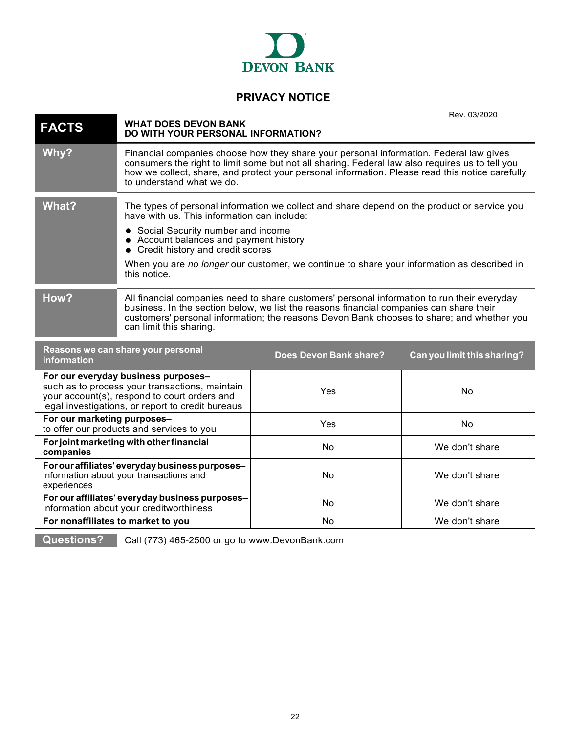DEVON BANK

# PRIVACY NOTICE

Rev. 03/2020

| **FACTS** | **WHAT DOES DEVON BANK DO WITH YOUR PERSONAL INFORMATION?** |
|---|---|
| **Why?** | Financial companies choose how they share your personal information. Federal law gives consumers the right to limit some but not all sharing. Federal law also requires us to tell you how we collect, share, and protect your personal information. Please read this notice carefully to understand what we do. |
| **What?** | The types of personal information we collect and share depend on the product or service you have with us. This information can include:<br>● Social Security number and income<br>● Account balances and payment history<br>● Credit history and credit scores<br>When you are *no longer* our customer, we continue to share your information as described in this notice. |
| **How?** | All financial companies need to share customers' personal information to run their everyday business. In the section below, we list the reasons financial companies can share their customers' personal information; the reasons Devon Bank chooses to share; and whether you can limit this sharing. |

| Reasons we can share your personal information | Does Devon Bank share? | Can you limit this sharing? |
|---|---|---|
| **For our everyday business purposes–** such as to process your transactions, maintain your account(s), respond to court orders and legal investigations, or report to credit bureaus | Yes | No |
| **For our marketing purposes–** to offer our products and services to you | Yes | No |
| **For joint marketing with other financial companies** | No | We don't share |
| **For our affiliates' everyday business purposes–** information about your transactions and experiences | No | We don't share |
| **For our affiliates' everyday business purposes–** information about your creditworthiness | No | We don't share |
| **For nonaffiliates to market to you** | No | We don't share |

| **Questions?** | Call (773) 465-2500 or go to www.DevonBank.com |
|---|---|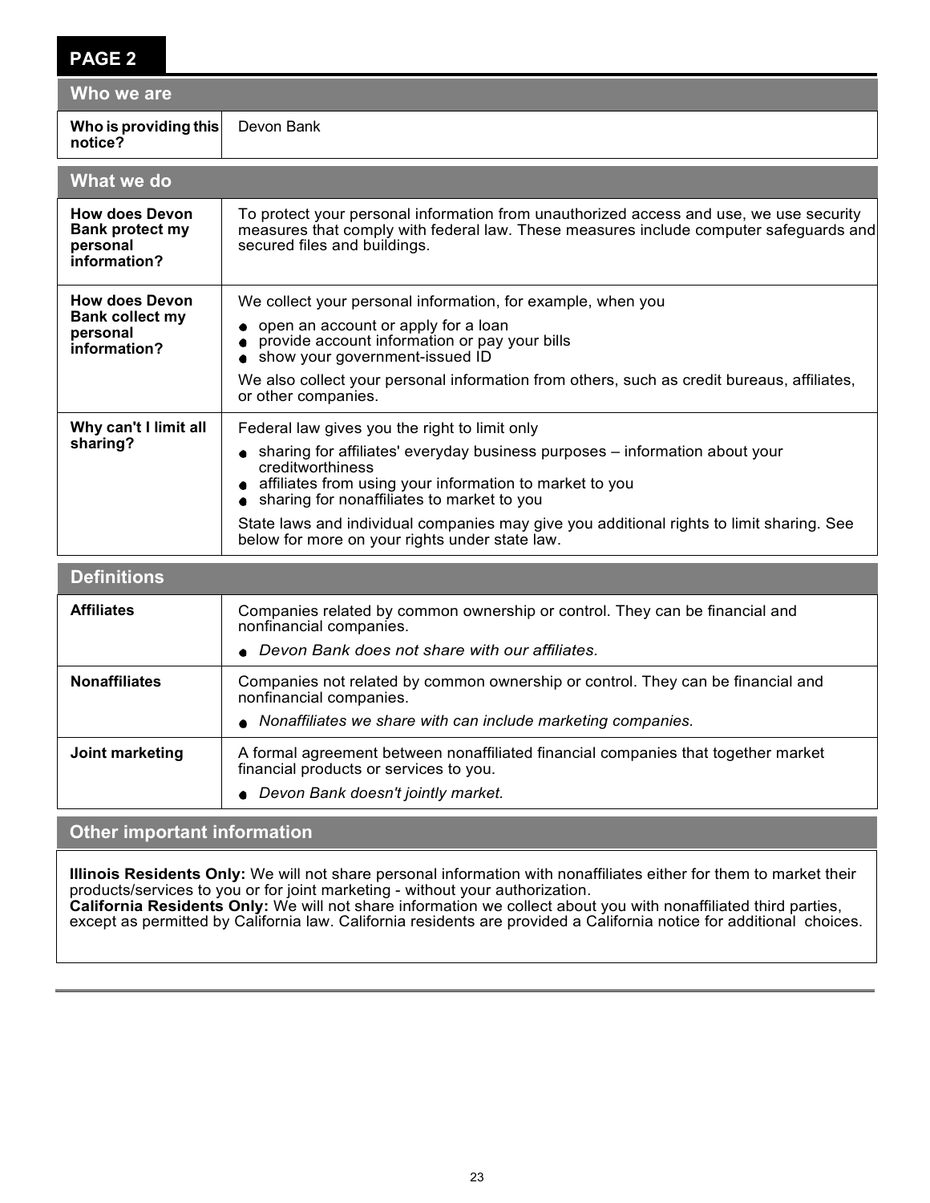## PAGE 2

| Who we are | |
|---|---|
| **Who is providing this notice?** | Devon Bank |

| What we do | |
|---|---|
| **How does Devon Bank protect my personal information?** | To protect your personal information from unauthorized access and use, we use security measures that comply with federal law. These measures include computer safeguards and secured files and buildings. |
| **How does Devon Bank collect my personal information?** | We collect your personal information, for example, when you<br>• open an account or apply for a loan<br>• provide account information or pay your bills<br>• show your government-issued ID<br>We also collect your personal information from others, such as credit bureaus, affiliates, or other companies. |
| **Why can't I limit all sharing?** | Federal law gives you the right to limit only<br>• sharing for affiliates' everyday business purposes – information about your creditworthiness<br>• affiliates from using your information to market to you<br>• sharing for nonaffiliates to market to you<br>State laws and individual companies may give you additional rights to limit sharing. See below for more on your rights under state law. |

| Definitions | |
|---|---|
| **Affiliates** | Companies related by common ownership or control. They can be financial and nonfinancial companies.<br>• *Devon Bank does not share with our affiliates.* |
| **Nonaffiliates** | Companies not related by common ownership or control. They can be financial and nonfinancial companies.<br>• *Nonaffiliates we share with can include marketing companies.* |
| **Joint marketing** | A formal agreement between nonaffiliated financial companies that together market financial products or services to you.<br>• *Devon Bank doesn't jointly market.* |

## Other important information

**Illinois Residents Only:** We will not share personal information with nonaffiliates either for them to market their products/services to you or for joint marketing - without your authorization.
**California Residents Only:** We will not share information we collect about you with nonaffiliated third parties, except as permitted by California law. California residents are provided a California notice for additional choices.